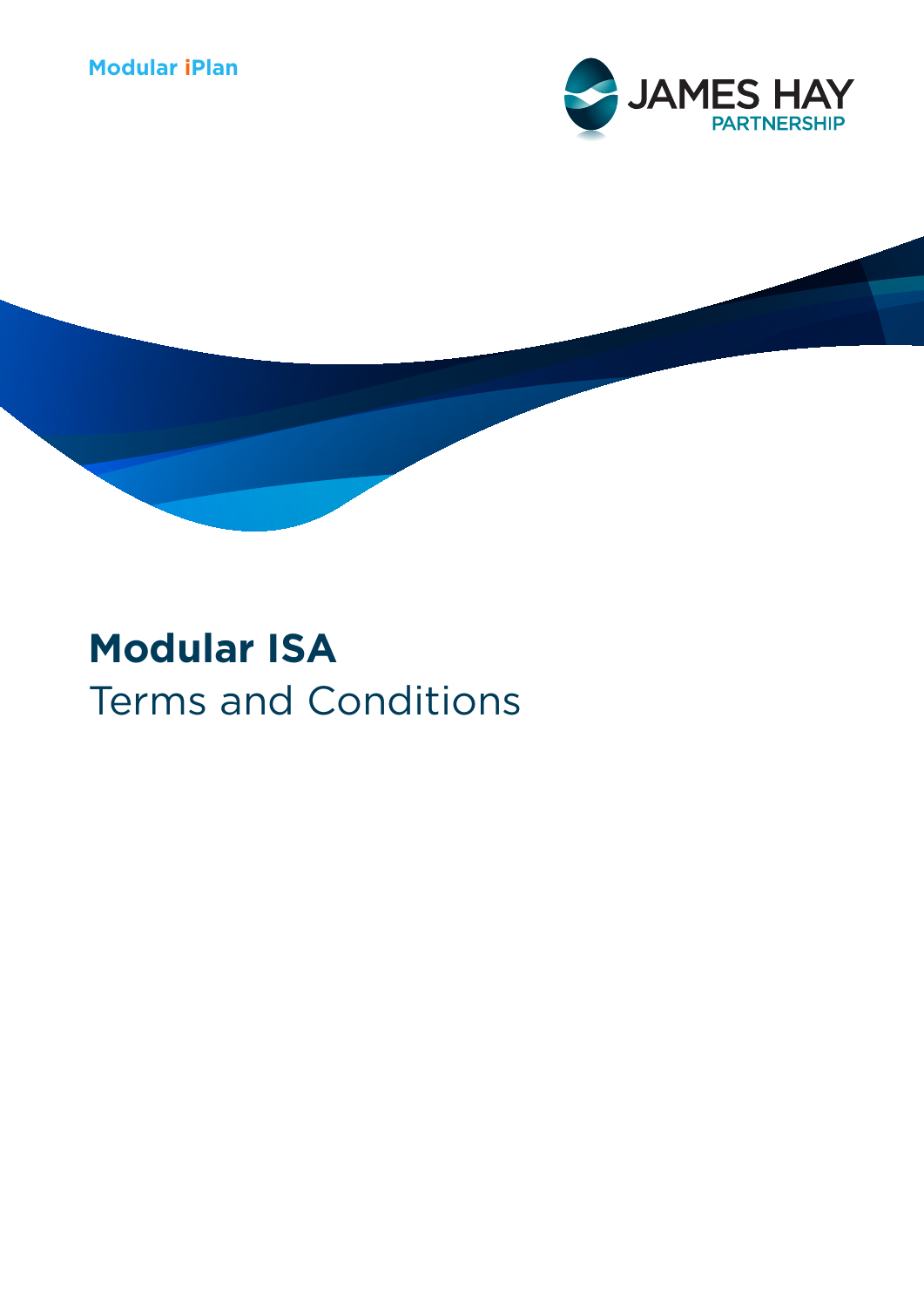Modular iPlan

JAMES HAY PARTNERSHIP

# Modular ISA

Terms and Conditions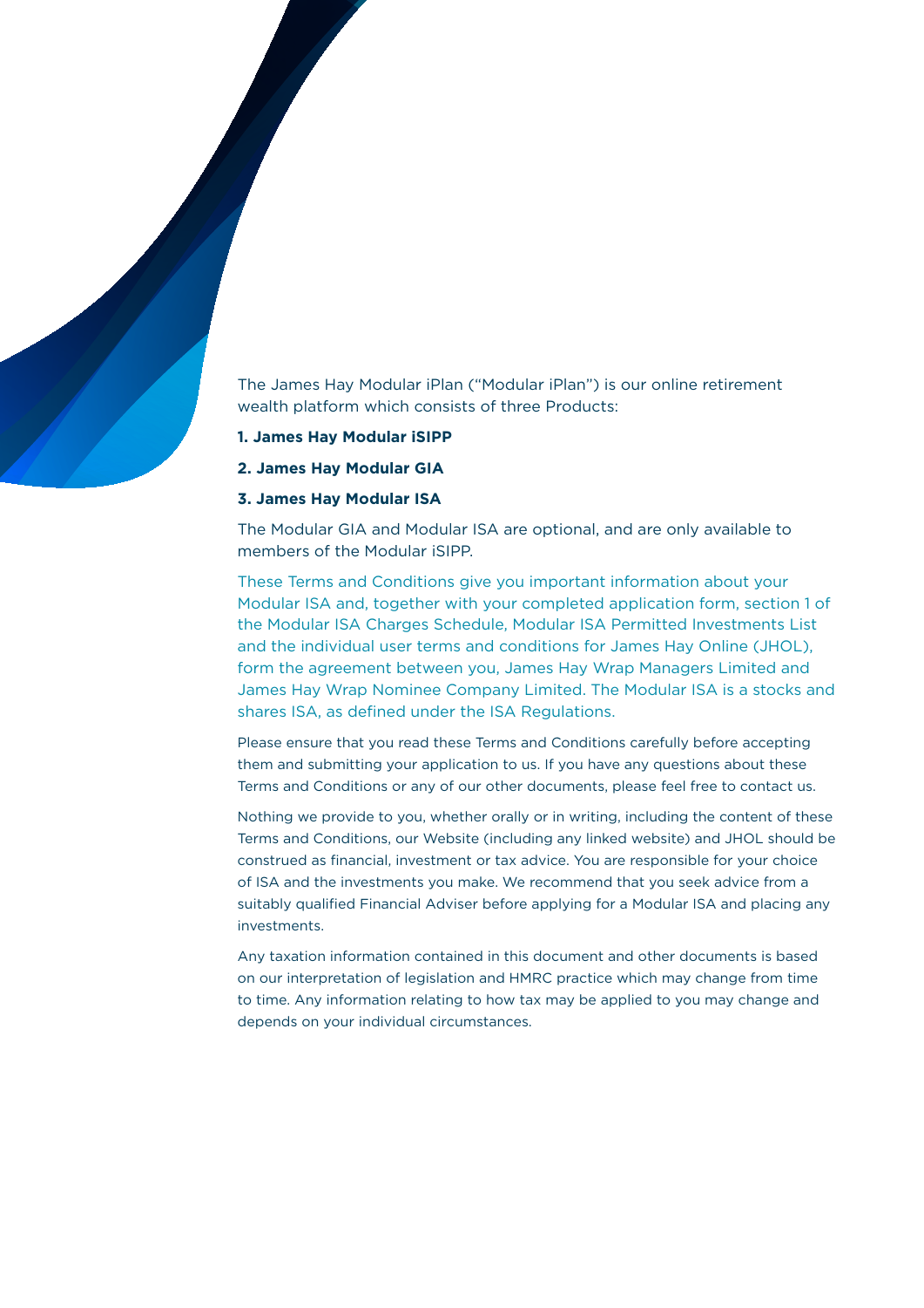The James Hay Modular iPlan ("Modular iPlan") is our online retirement wealth platform which consists of three Products:

**1. James Hay Modular iSIPP**

**2. James Hay Modular GIA**

**3. James Hay Modular ISA**

The Modular GIA and Modular ISA are optional, and are only available to members of the Modular iSIPP.

These Terms and Conditions give you important information about your Modular ISA and, together with your completed application form, section 1 of the Modular ISA Charges Schedule, Modular ISA Permitted Investments List and the individual user terms and conditions for James Hay Online (JHOL), form the agreement between you, James Hay Wrap Managers Limited and James Hay Wrap Nominee Company Limited. The Modular ISA is a stocks and shares ISA, as defined under the ISA Regulations.

Please ensure that you read these Terms and Conditions carefully before accepting them and submitting your application to us. If you have any questions about these Terms and Conditions or any of our other documents, please feel free to contact us.

Nothing we provide to you, whether orally or in writing, including the content of these Terms and Conditions, our Website (including any linked website) and JHOL should be construed as financial, investment or tax advice. You are responsible for your choice of ISA and the investments you make. We recommend that you seek advice from a suitably qualified Financial Adviser before applying for a Modular ISA and placing any investments.

Any taxation information contained in this document and other documents is based on our interpretation of legislation and HMRC practice which may change from time to time. Any information relating to how tax may be applied to you may change and depends on your individual circumstances.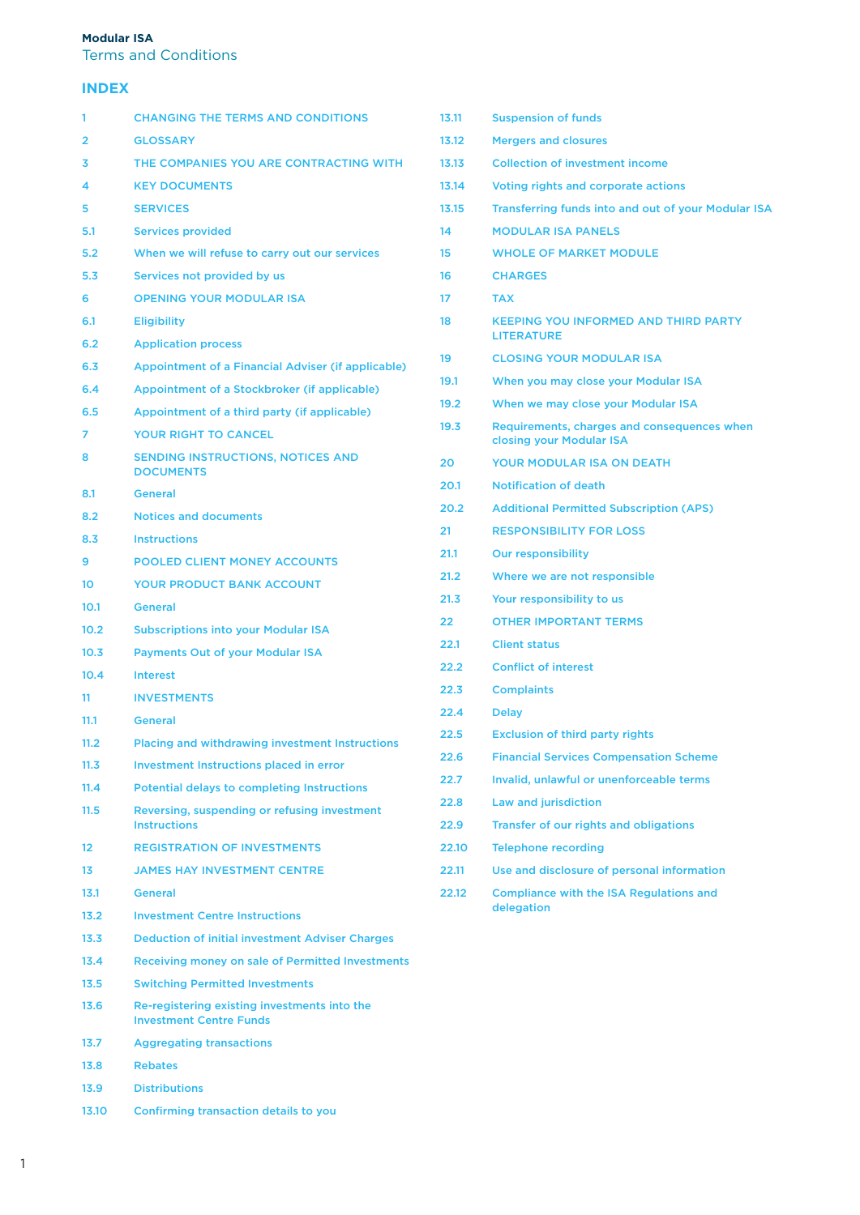**Modular ISA**
Terms and Conditions

## INDEX

1 CHANGING THE TERMS AND CONDITIONS
2 GLOSSARY
3 THE COMPANIES YOU ARE CONTRACTING WITH
4 KEY DOCUMENTS
5 SERVICES
5.1 Services provided
5.2 When we will refuse to carry out our services
5.3 Services not provided by us
6 OPENING YOUR MODULAR ISA
6.1 Eligibility
6.2 Application process
6.3 Appointment of a Financial Adviser (if applicable)
6.4 Appointment of a Stockbroker (if applicable)
6.5 Appointment of a third party (if applicable)
7 YOUR RIGHT TO CANCEL
8 SENDING INSTRUCTIONS, NOTICES AND DOCUMENTS
8.1 General
8.2 Notices and documents
8.3 Instructions
9 POOLED CLIENT MONEY ACCOUNTS
10 YOUR PRODUCT BANK ACCOUNT
10.1 General
10.2 Subscriptions into your Modular ISA
10.3 Payments Out of your Modular ISA
10.4 Interest
11 INVESTMENTS
11.1 General
11.2 Placing and withdrawing investment Instructions
11.3 Investment Instructions placed in error
11.4 Potential delays to completing Instructions
11.5 Reversing, suspending or refusing investment Instructions
12 REGISTRATION OF INVESTMENTS
13 JAMES HAY INVESTMENT CENTRE
13.1 General
13.2 Investment Centre Instructions
13.3 Deduction of initial investment Adviser Charges
13.4 Receiving money on sale of Permitted Investments
13.5 Switching Permitted Investments
13.6 Re-registering existing investments into the Investment Centre Funds
13.7 Aggregating transactions
13.8 Rebates
13.9 Distributions
13.10 Confirming transaction details to you
13.11 Suspension of funds
13.12 Mergers and closures
13.13 Collection of investment income
13.14 Voting rights and corporate actions
13.15 Transferring funds into and out of your Modular ISA
14 MODULAR ISA PANELS
15 WHOLE OF MARKET MODULE
16 CHARGES
17 TAX
18 KEEPING YOU INFORMED AND THIRD PARTY LITERATURE
19 CLOSING YOUR MODULAR ISA
19.1 When you may close your Modular ISA
19.2 When we may close your Modular ISA
19.3 Requirements, charges and consequences when closing your Modular ISA
20 YOUR MODULAR ISA ON DEATH
20.1 Notification of death
20.2 Additional Permitted Subscription (APS)
21 RESPONSIBILITY FOR LOSS
21.1 Our responsibility
21.2 Where we are not responsible
21.3 Your responsibility to us
22 OTHER IMPORTANT TERMS
22.1 Client status
22.2 Conflict of interest
22.3 Complaints
22.4 Delay
22.5 Exclusion of third party rights
22.6 Financial Services Compensation Scheme
22.7 Invalid, unlawful or unenforceable terms
22.8 Law and jurisdiction
22.9 Transfer of our rights and obligations
22.10 Telephone recording
22.11 Use and disclosure of personal information
22.12 Compliance with the ISA Regulations and delegation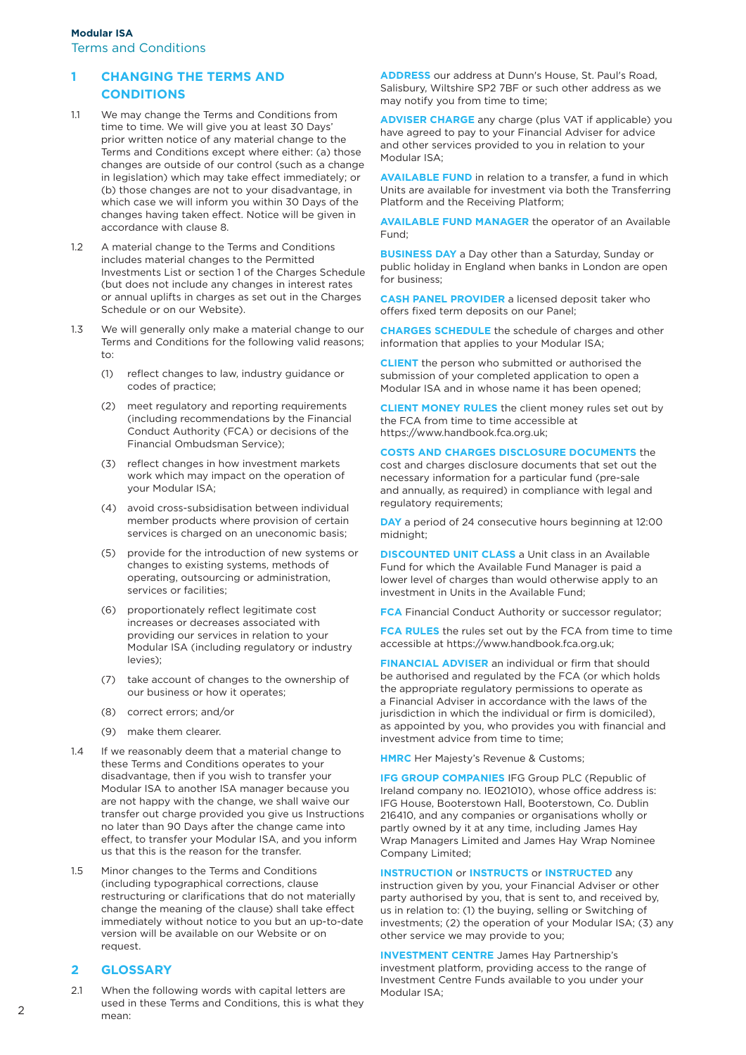## 1 CHANGING THE TERMS AND CONDITIONS

1.1 We may change the Terms and Conditions from time to time. We will give you at least 30 Days' prior written notice of any material change to the Terms and Conditions except where either: (a) those changes are outside of our control (such as a change in legislation) which may take effect immediately; or (b) those changes are not to your disadvantage, in which case we will inform you within 30 Days of the changes having taken effect. Notice will be given in accordance with clause 8.

1.2 A material change to the Terms and Conditions includes material changes to the Permitted Investments List or section 1 of the Charges Schedule (but does not include any changes in interest rates or annual uplifts in charges as set out in the Charges Schedule or on our Website).

1.3 We will generally only make a material change to our Terms and Conditions for the following valid reasons; to:

(1) reflect changes to law, industry guidance or codes of practice;

(2) meet regulatory and reporting requirements (including recommendations by the Financial Conduct Authority (FCA) or decisions of the Financial Ombudsman Service);

(3) reflect changes in how investment markets work which may impact on the operation of your Modular ISA;

(4) avoid cross-subsidisation between individual member products where provision of certain services is charged on an uneconomic basis;

(5) provide for the introduction of new systems or changes to existing systems, methods of operating, outsourcing or administration, services or facilities;

(6) proportionately reflect legitimate cost increases or decreases associated with providing our services in relation to your Modular ISA (including regulatory or industry levies);

(7) take account of changes to the ownership of our business or how it operates;

(8) correct errors; and/or

(9) make them clearer.

1.4 If we reasonably deem that a material change to these Terms and Conditions operates to your disadvantage, then if you wish to transfer your Modular ISA to another ISA manager because you are not happy with the change, we shall waive our transfer out charge provided you give us Instructions no later than 90 Days after the change came into effect, to transfer your Modular ISA, and you inform us that this is the reason for the transfer.

1.5 Minor changes to the Terms and Conditions (including typographical corrections, clause restructuring or clarifications that do not materially change the meaning of the clause) shall take effect immediately without notice to you but an up-to-date version will be available on our Website or on request.

## 2 GLOSSARY

2.1 When the following words with capital letters are used in these Terms and Conditions, this is what they mean:

**ADDRESS** our address at Dunn's House, St. Paul's Road, Salisbury, Wiltshire SP2 7BF or such other address as we may notify you from time to time;

**ADVISER CHARGE** any charge (plus VAT if applicable) you have agreed to pay to your Financial Adviser for advice and other services provided to you in relation to your Modular ISA;

**AVAILABLE FUND** in relation to a transfer, a fund in which Units are available for investment via both the Transferring Platform and the Receiving Platform;

**AVAILABLE FUND MANAGER** the operator of an Available Fund;

**BUSINESS DAY** a Day other than a Saturday, Sunday or public holiday in England when banks in London are open for business;

**CASH PANEL PROVIDER** a licensed deposit taker who offers fixed term deposits on our Panel;

**CHARGES SCHEDULE** the schedule of charges and other information that applies to your Modular ISA;

**CLIENT** the person who submitted or authorised the submission of your completed application to open a Modular ISA and in whose name it has been opened;

**CLIENT MONEY RULES** the client money rules set out by the FCA from time to time accessible at https://www.handbook.fca.org.uk;

**COSTS AND CHARGES DISCLOSURE DOCUMENTS** the cost and charges disclosure documents that set out the necessary information for a particular fund (pre-sale and annually, as required) in compliance with legal and regulatory requirements;

**DAY** a period of 24 consecutive hours beginning at 12:00 midnight;

**DISCOUNTED UNIT CLASS** a Unit class in an Available Fund for which the Available Fund Manager is paid a lower level of charges than would otherwise apply to an investment in Units in the Available Fund;

**FCA** Financial Conduct Authority or successor regulator;

**FCA RULES** the rules set out by the FCA from time to time accessible at https://www.handbook.fca.org.uk;

**FINANCIAL ADVISER** an individual or firm that should be authorised and regulated by the FCA (or which holds the appropriate regulatory permissions to operate as a Financial Adviser in accordance with the laws of the jurisdiction in which the individual or firm is domiciled), as appointed by you, who provides you with financial and investment advice from time to time;

**HMRC** Her Majesty's Revenue & Customs;

**IFG GROUP COMPANIES** IFG Group PLC (Republic of Ireland company no. IE021010), whose office address is: IFG House, Booterstown Hall, Booterstown, Co. Dublin 216410, and any companies or organisations wholly or partly owned by it at any time, including James Hay Wrap Managers Limited and James Hay Wrap Nominee Company Limited;

**INSTRUCTION** or **INSTRUCTS** or **INSTRUCTED** any instruction given by you, your Financial Adviser or other party authorised by you, that is sent to, and received by, us in relation to: (1) the buying, selling or Switching of investments; (2) the operation of your Modular ISA; (3) any other service we may provide to you;

**INVESTMENT CENTRE** James Hay Partnership's investment platform, providing access to the range of Investment Centre Funds available to you under your Modular ISA;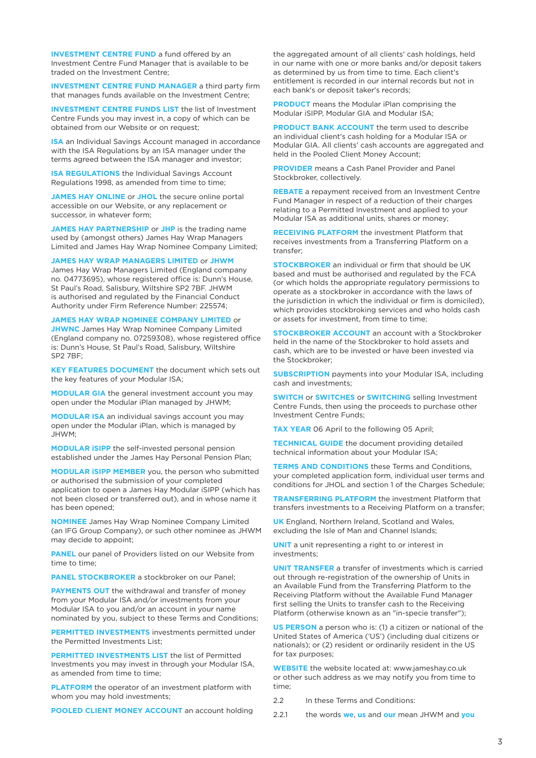**INVESTMENT CENTRE FUND** a fund offered by an Investment Centre Fund Manager that is available to be traded on the Investment Centre;

**INVESTMENT CENTRE FUND MANAGER** a third party firm that manages funds available on the Investment Centre;

**INVESTMENT CENTRE FUNDS LIST** the list of Investment Centre Funds you may invest in, a copy of which can be obtained from our Website or on request;

**ISA** an Individual Savings Account managed in accordance with the ISA Regulations by an ISA manager under the terms agreed between the ISA manager and investor;

**ISA REGULATIONS** the Individual Savings Account Regulations 1998, as amended from time to time;

**JAMES HAY ONLINE** or **JHOL** the secure online portal accessible on our Website, or any replacement or successor, in whatever form;

**JAMES HAY PARTNERSHIP** or **JHP** is the trading name used by (amongst others) James Hay Wrap Managers Limited and James Hay Wrap Nominee Company Limited;

**JAMES HAY WRAP MANAGERS LIMITED** or **JHWM** James Hay Wrap Managers Limited (England company no. 04773695), whose registered office is: Dunn's House, St Paul's Road, Salisbury, Wiltshire SP2 7BF. JHWM is authorised and regulated by the Financial Conduct Authority under Firm Reference Number: 225574;

**JAMES HAY WRAP NOMINEE COMPANY LIMITED** or **JHWNC** James Hay Wrap Nominee Company Limited (England company no. 07259308), whose registered office is: Dunn's House, St Paul's Road, Salisbury, Wiltshire SP2 7BF;

**KEY FEATURES DOCUMENT** the document which sets out the key features of your Modular ISA;

**MODULAR GIA** the general investment account you may open under the Modular iPlan managed by JHWM;

**MODULAR ISA** an individual savings account you may open under the Modular iPlan, which is managed by JHWM;

**MODULAR iSIPP** the self-invested personal pension established under the James Hay Personal Pension Plan;

**MODULAR iSIPP MEMBER** you, the person who submitted or authorised the submission of your completed application to open a James Hay Modular iSIPP (which has not been closed or transferred out), and in whose name it has been opened;

**NOMINEE** James Hay Wrap Nominee Company Limited (an IFG Group Company), or such other nominee as JHWM may decide to appoint;

**PANEL** our panel of Providers listed on our Website from time to time;

**PANEL STOCKBROKER** a stockbroker on our Panel;

**PAYMENTS OUT** the withdrawal and transfer of money from your Modular ISA and/or investments from your Modular ISA to you and/or an account in your name nominated by you, subject to these Terms and Conditions;

**PERMITTED INVESTMENTS** investments permitted under the Permitted Investments List;

**PERMITTED INVESTMENTS LIST** the list of Permitted Investments you may invest in through your Modular ISA, as amended from time to time;

**PLATFORM** the operator of an investment platform with whom you may hold investments;

**POOLED CLIENT MONEY ACCOUNT** an account holding the aggregated amount of all clients' cash holdings, held in our name with one or more banks and/or deposit takers as determined by us from time to time. Each client's entitlement is recorded in our internal records but not in each bank's or deposit taker's records;

**PRODUCT** means the Modular iPlan comprising the Modular iSIPP, Modular GIA and Modular ISA;

**PRODUCT BANK ACCOUNT** the term used to describe an individual client's cash holding for a Modular ISA or Modular GIA. All clients' cash accounts are aggregated and held in the Pooled Client Money Account;

**PROVIDER** means a Cash Panel Provider and Panel Stockbroker, collectively.

**REBATE** a repayment received from an Investment Centre Fund Manager in respect of a reduction of their charges relating to a Permitted Investment and applied to your Modular ISA as additional units, shares or money;

**RECEIVING PLATFORM** the investment Platform that receives investments from a Transferring Platform on a transfer;

**STOCKBROKER** an individual or firm that should be UK based and must be authorised and regulated by the FCA (or which holds the appropriate regulatory permissions to operate as a stockbroker in accordance with the laws of the jurisdiction in which the individual or firm is domiciled), which provides stockbroking services and who holds cash or assets for investment, from time to time;

**STOCKBROKER ACCOUNT** an account with a Stockbroker held in the name of the Stockbroker to hold assets and cash, which are to be invested or have been invested via the Stockbroker;

**SUBSCRIPTION** payments into your Modular ISA, including cash and investments;

**SWITCH** or **SWITCHES** or **SWITCHING** selling Investment Centre Funds, then using the proceeds to purchase other Investment Centre Funds;

**TAX YEAR** 06 April to the following 05 April;

**TECHNICAL GUIDE** the document providing detailed technical information about your Modular ISA;

**TERMS AND CONDITIONS** these Terms and Conditions, your completed application form, individual user terms and conditions for JHOL and section 1 of the Charges Schedule;

**TRANSFERRING PLATFORM** the investment Platform that transfers investments to a Receiving Platform on a transfer;

**UK** England, Northern Ireland, Scotland and Wales, excluding the Isle of Man and Channel Islands;

**UNIT** a unit representing a right to or interest in investments;

**UNIT TRANSFER** a transfer of investments which is carried out through re-registration of the ownership of Units in an Available Fund from the Transferring Platform to the Receiving Platform without the Available Fund Manager first selling the Units to transfer cash to the Receiving Platform (otherwise known as an "in-specie transfer");

**US PERSON** a person who is: (1) a citizen or national of the United States of America ('US') (including dual citizens or nationals); or (2) resident or ordinarily resident in the US for tax purposes;

**WEBSITE** the website located at: www.jameshay.co.uk or other such address as we may notify you from time to time;

2.2 In these Terms and Conditions:

2.2.1 the words **we**, **us** and **our** mean JHWM and **you**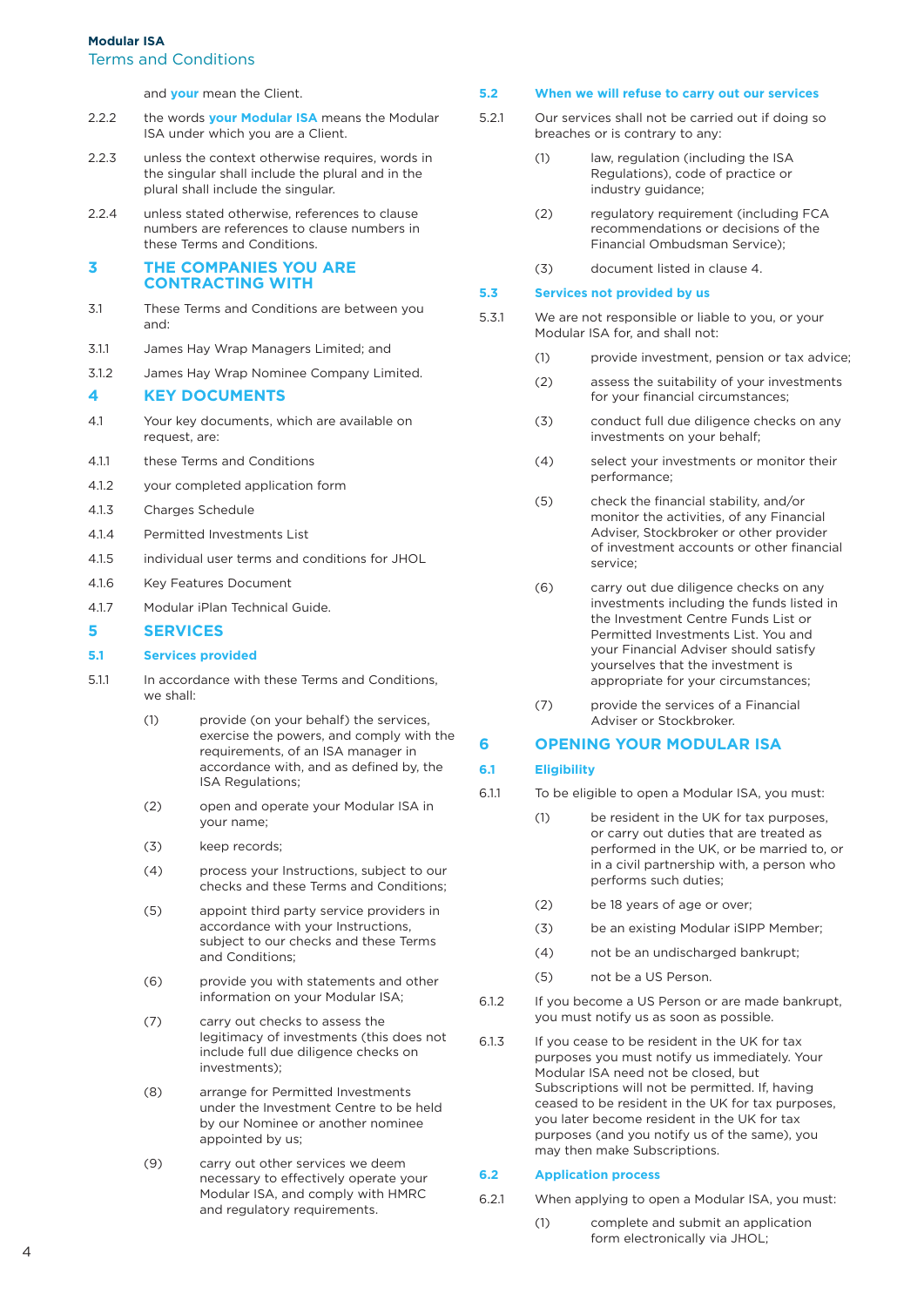and **your** mean the Client.

2.2.2 the words **your Modular ISA** means the Modular ISA under which you are a Client.

2.2.3 unless the context otherwise requires, words in the singular shall include the plural and in the plural shall include the singular.

2.2.4 unless stated otherwise, references to clause numbers are references to clause numbers in these Terms and Conditions.

## 3 THE COMPANIES YOU ARE CONTRACTING WITH

3.1 These Terms and Conditions are between you and:

3.1.1 James Hay Wrap Managers Limited; and

3.1.2 James Hay Wrap Nominee Company Limited.

## 4 KEY DOCUMENTS

4.1 Your key documents, which are available on request, are:

4.1.1 these Terms and Conditions

4.1.2 your completed application form

4.1.3 Charges Schedule

4.1.4 Permitted Investments List

4.1.5 individual user terms and conditions for JHOL

4.1.6 Key Features Document

4.1.7 Modular iPlan Technical Guide.

## 5 SERVICES

### 5.1 Services provided

5.1.1 In accordance with these Terms and Conditions, we shall:

(1) provide (on your behalf) the services, exercise the powers, and comply with the requirements, of an ISA manager in accordance with, and as defined by, the ISA Regulations;

(2) open and operate your Modular ISA in your name;

(3) keep records;

(4) process your Instructions, subject to our checks and these Terms and Conditions;

(5) appoint third party service providers in accordance with your Instructions, subject to our checks and these Terms and Conditions;

(6) provide you with statements and other information on your Modular ISA;

(7) carry out checks to assess the legitimacy of investments (this does not include full due diligence checks on investments);

(8) arrange for Permitted Investments under the Investment Centre to be held by our Nominee or another nominee appointed by us;

(9) carry out other services we deem necessary to effectively operate your Modular ISA, and comply with HMRC and regulatory requirements.

### 5.2 When we will refuse to carry out our services

5.2.1 Our services shall not be carried out if doing so breaches or is contrary to any:

(1) law, regulation (including the ISA Regulations), code of practice or industry guidance;

(2) regulatory requirement (including FCA recommendations or decisions of the Financial Ombudsman Service);

(3) document listed in clause 4.

### 5.3 Services not provided by us

5.3.1 We are not responsible or liable to you, or your Modular ISA for, and shall not:

(1) provide investment, pension or tax advice;

(2) assess the suitability of your investments for your financial circumstances;

(3) conduct full due diligence checks on any investments on your behalf;

(4) select your investments or monitor their performance;

(5) check the financial stability, and/or monitor the activities, of any Financial Adviser, Stockbroker or other provider of investment accounts or other financial service;

(6) carry out due diligence checks on any investments including the funds listed in the Investment Centre Funds List or Permitted Investments List. You and your Financial Adviser should satisfy yourselves that the investment is appropriate for your circumstances;

(7) provide the services of a Financial Adviser or Stockbroker.

## 6 OPENING YOUR MODULAR ISA

### 6.1 Eligibility

6.1.1 To be eligible to open a Modular ISA, you must:

(1) be resident in the UK for tax purposes, or carry out duties that are treated as performed in the UK, or be married to, or in a civil partnership with, a person who performs such duties;

(2) be 18 years of age or over;

(3) be an existing Modular iSIPP Member;

(4) not be an undischarged bankrupt;

(5) not be a US Person.

6.1.2 If you become a US Person or are made bankrupt, you must notify us as soon as possible.

6.1.3 If you cease to be resident in the UK for tax purposes you must notify us immediately. Your Modular ISA need not be closed, but Subscriptions will not be permitted. If, having ceased to be resident in the UK for tax purposes, you later become resident in the UK for tax purposes (and you notify us of the same), you may then make Subscriptions.

### 6.2 Application process

6.2.1 When applying to open a Modular ISA, you must:

(1) complete and submit an application form electronically via JHOL;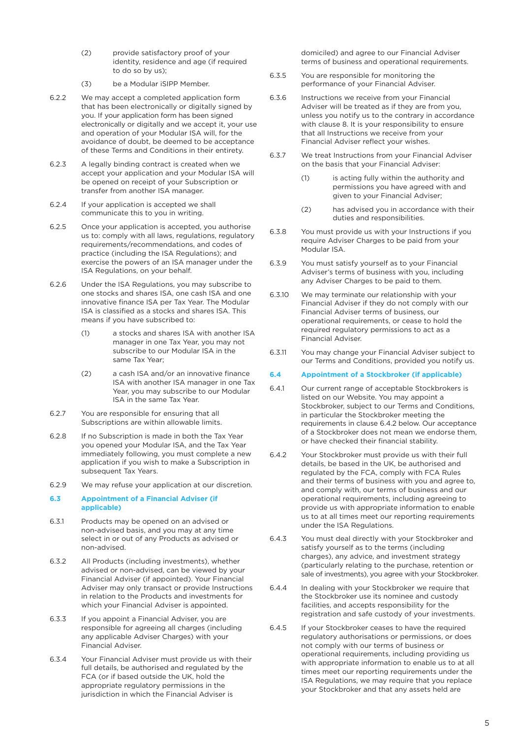(2) provide satisfactory proof of your identity, residence and age (if required to do so by us);

(3) be a Modular iSIPP Member.

6.2.2 We may accept a completed application form that has been electronically or digitally signed by you. If your application form has been signed electronically or digitally and we accept it, your use and operation of your Modular ISA will, for the avoidance of doubt, be deemed to be acceptance of these Terms and Conditions in their entirety.

6.2.3 A legally binding contract is created when we accept your application and your Modular ISA will be opened on receipt of your Subscription or transfer from another ISA manager.

6.2.4 If your application is accepted we shall communicate this to you in writing.

6.2.5 Once your application is accepted, you authorise us to: comply with all laws, regulations, regulatory requirements/recommendations, and codes of practice (including the ISA Regulations); and exercise the powers of an ISA manager under the ISA Regulations, on your behalf.

6.2.6 Under the ISA Regulations, you may subscribe to one stocks and shares ISA, one cash ISA and one innovative finance ISA per Tax Year. The Modular ISA is classified as a stocks and shares ISA. This means if you have subscribed to:

(1) a stocks and shares ISA with another ISA manager in one Tax Year, you may not subscribe to our Modular ISA in the same Tax Year;

(2) a cash ISA and/or an innovative finance ISA with another ISA manager in one Tax Year, you may subscribe to our Modular ISA in the same Tax Year.

6.2.7 You are responsible for ensuring that all Subscriptions are within allowable limits.

6.2.8 If no Subscription is made in both the Tax Year you opened your Modular ISA, and the Tax Year immediately following, you must complete a new application if you wish to make a Subscription in subsequent Tax Years.

6.2.9 We may refuse your application at our discretion.

### 6.3 Appointment of a Financial Adviser (if applicable)

6.3.1 Products may be opened on an advised or non-advised basis, and you may at any time select in or out of any Products as advised or non-advised.

6.3.2 All Products (including investments), whether advised or non-advised, can be viewed by your Financial Adviser (if appointed). Your Financial Adviser may only transact or provide Instructions in relation to the Products and investments for which your Financial Adviser is appointed.

6.3.3 If you appoint a Financial Adviser, you are responsible for agreeing all charges (including any applicable Adviser Charges) with your Financial Adviser.

6.3.4 Your Financial Adviser must provide us with their full details, be authorised and regulated by the FCA (or if based outside the UK, hold the appropriate regulatory permissions in the jurisdiction in which the Financial Adviser is domiciled) and agree to our Financial Adviser terms of business and operational requirements.

6.3.5 You are responsible for monitoring the performance of your Financial Adviser.

6.3.6 Instructions we receive from your Financial Adviser will be treated as if they are from you, unless you notify us to the contrary in accordance with clause 8. It is your responsibility to ensure that all Instructions we receive from your Financial Adviser reflect your wishes.

6.3.7 We treat Instructions from your Financial Adviser on the basis that your Financial Adviser:

(1) is acting fully within the authority and permissions you have agreed with and given to your Financial Adviser;

(2) has advised you in accordance with their duties and responsibilities.

6.3.8 You must provide us with your Instructions if you require Adviser Charges to be paid from your Modular ISA.

6.3.9 You must satisfy yourself as to your Financial Adviser's terms of business with you, including any Adviser Charges to be paid to them.

6.3.10 We may terminate our relationship with your Financial Adviser if they do not comply with our Financial Adviser terms of business, our operational requirements, or cease to hold the required regulatory permissions to act as a Financial Adviser.

6.3.11 You may change your Financial Adviser subject to our Terms and Conditions, provided you notify us.

### 6.4 Appointment of a Stockbroker (if applicable)

6.4.1 Our current range of acceptable Stockbrokers is listed on our Website. You may appoint a Stockbroker, subject to our Terms and Conditions, in particular the Stockbroker meeting the requirements in clause 6.4.2 below. Our acceptance of a Stockbroker does not mean we endorse them, or have checked their financial stability.

6.4.2 Your Stockbroker must provide us with their full details, be based in the UK, be authorised and regulated by the FCA, comply with FCA Rules and their terms of business with you and agree to, and comply with, our terms of business and our operational requirements, including agreeing to provide us with appropriate information to enable us to at all times meet our reporting requirements under the ISA Regulations.

6.4.3 You must deal directly with your Stockbroker and satisfy yourself as to the terms (including charges), any advice, and investment strategy (particularly relating to the purchase, retention or sale of investments), you agree with your Stockbroker.

6.4.4 In dealing with your Stockbroker we require that the Stockbroker use its nominee and custody facilities, and accepts responsibility for the registration and safe custody of your investments.

6.4.5 If your Stockbroker ceases to have the required regulatory authorisations or permissions, or does not comply with our terms of business or operational requirements, including providing us with appropriate information to enable us to at all times meet our reporting requirements under the ISA Regulations, we may require that you replace your Stockbroker and that any assets held are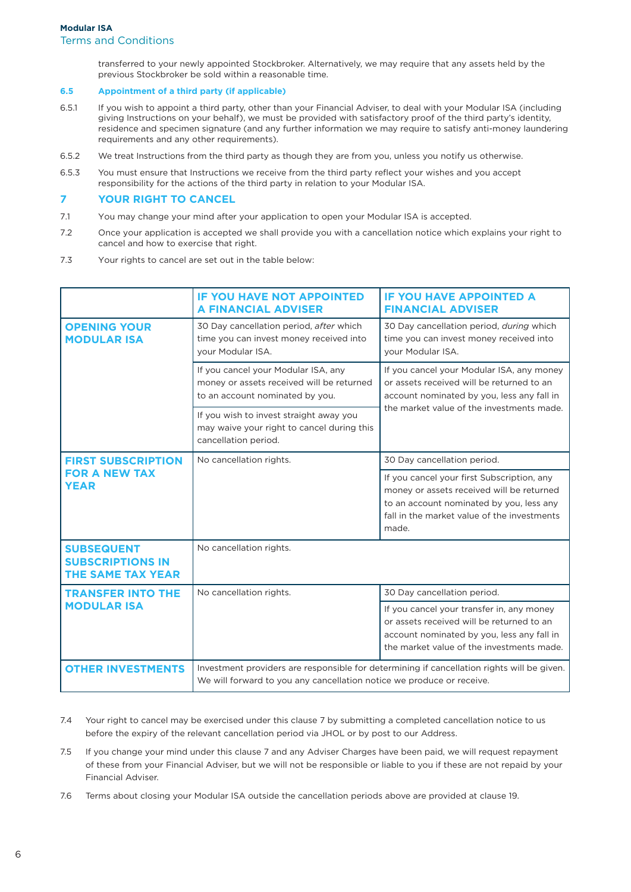transferred to your newly appointed Stockbroker. Alternatively, we may require that any assets held by the previous Stockbroker be sold within a reasonable time.

### 6.5 Appointment of a third party (if applicable)

6.5.1 If you wish to appoint a third party, other than your Financial Adviser, to deal with your Modular ISA (including giving Instructions on your behalf), we must be provided with satisfactory proof of the third party's identity, residence and specimen signature (and any further information we may require to satisfy anti-money laundering requirements and any other requirements).

6.5.2 We treat Instructions from the third party as though they are from you, unless you notify us otherwise.

6.5.3 You must ensure that Instructions we receive from the third party reflect your wishes and you accept responsibility for the actions of the third party in relation to your Modular ISA.

## 7 YOUR RIGHT TO CANCEL

7.1 You may change your mind after your application to open your Modular ISA is accepted.

7.2 Once your application is accepted we shall provide you with a cancellation notice which explains your right to cancel and how to exercise that right.

7.3 Your rights to cancel are set out in the table below:

| | **IF YOU HAVE NOT APPOINTED A FINANCIAL ADVISER** | **IF YOU HAVE APPOINTED A FINANCIAL ADVISER** |
|---|---|---|
| **OPENING YOUR MODULAR ISA** | 30 Day cancellation period, *after* which time you can invest money received into your Modular ISA. | 30 Day cancellation period, *during* which time you can invest money received into your Modular ISA. |
| | If you cancel your Modular ISA, any money or assets received will be returned to an account nominated by you. | If you cancel your Modular ISA, any money or assets received will be returned to an account nominated by you, less any fall in the market value of the investments made. |
| | If you wish to invest straight away you may waive your right to cancel during this cancellation period. | |
| **FIRST SUBSCRIPTION FOR A NEW TAX YEAR** | No cancellation rights. | 30 Day cancellation period. |
| | | If you cancel your first Subscription, any money or assets received will be returned to an account nominated by you, less any fall in the market value of the investments made. |
| **SUBSEQUENT SUBSCRIPTIONS IN THE SAME TAX YEAR** | No cancellation rights. | |
| **TRANSFER INTO THE MODULAR ISA** | No cancellation rights. | 30 Day cancellation period. |
| | | If you cancel your transfer in, any money or assets received will be returned to an account nominated by you, less any fall in the market value of the investments made. |
| **OTHER INVESTMENTS** | Investment providers are responsible for determining if cancellation rights will be given. We will forward to you any cancellation notice we produce or receive. | |

7.4 Your right to cancel may be exercised under this clause 7 by submitting a completed cancellation notice to us before the expiry of the relevant cancellation period via JHOL or by post to our Address.

7.5 If you change your mind under this clause 7 and any Adviser Charges have been paid, we will request repayment of these from your Financial Adviser, but we will not be responsible or liable to you if these are not repaid by your Financial Adviser.

7.6 Terms about closing your Modular ISA outside the cancellation periods above are provided at clause 19.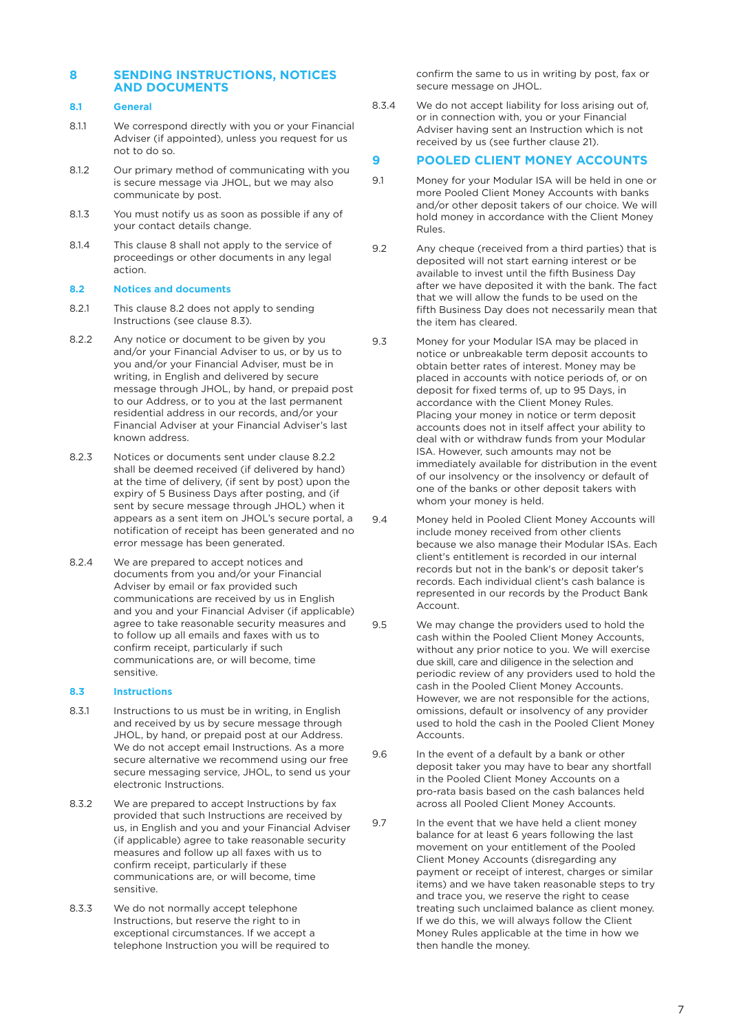## 8 SENDING INSTRUCTIONS, NOTICES AND DOCUMENTS

### 8.1 General

8.1.1 We correspond directly with you or your Financial Adviser (if appointed), unless you request for us not to do so.

8.1.2 Our primary method of communicating with you is secure message via JHOL, but we may also communicate by post.

8.1.3 You must notify us as soon as possible if any of your contact details change.

8.1.4 This clause 8 shall not apply to the service of proceedings or other documents in any legal action.

### 8.2 Notices and documents

8.2.1 This clause 8.2 does not apply to sending Instructions (see clause 8.3).

8.2.2 Any notice or document to be given by you and/or your Financial Adviser to us, or by us to you and/or your Financial Adviser, must be in writing, in English and delivered by secure message through JHOL, by hand, or prepaid post to our Address, or to you at the last permanent residential address in our records, and/or your Financial Adviser at your Financial Adviser's last known address.

8.2.3 Notices or documents sent under clause 8.2.2 shall be deemed received (if delivered by hand) at the time of delivery, (if sent by post) upon the expiry of 5 Business Days after posting, and (if sent by secure message through JHOL) when it appears as a sent item on JHOL's secure portal, a notification of receipt has been generated and no error message has been generated.

8.2.4 We are prepared to accept notices and documents from you and/or your Financial Adviser by email or fax provided such communications are received by us in English and you and your Financial Adviser (if applicable) agree to take reasonable security measures and to follow up all emails and faxes with us to confirm receipt, particularly if such communications are, or will become, time sensitive.

### 8.3 Instructions

8.3.1 Instructions to us must be in writing, in English and received by us by secure message through JHOL, by hand, or prepaid post at our Address. We do not accept email Instructions. As a more secure alternative we recommend using our free secure messaging service, JHOL, to send us your electronic Instructions.

8.3.2 We are prepared to accept Instructions by fax provided that such Instructions are received by us, in English and you and your Financial Adviser (if applicable) agree to take reasonable security measures and follow up all faxes with us to confirm receipt, particularly if these communications are, or will become, time sensitive.

8.3.3 We do not normally accept telephone Instructions, but reserve the right to in exceptional circumstances. If we accept a telephone Instruction you will be required to confirm the same to us in writing by post, fax or secure message on JHOL.

8.3.4 We do not accept liability for loss arising out of, or in connection with, you or your Financial Adviser having sent an Instruction which is not received by us (see further clause 21).

## 9 POOLED CLIENT MONEY ACCOUNTS

9.1 Money for your Modular ISA will be held in one or more Pooled Client Money Accounts with banks and/or other deposit takers of our choice. We will hold money in accordance with the Client Money Rules.

9.2 Any cheque (received from a third parties) that is deposited will not start earning interest or be available to invest until the fifth Business Day after we have deposited it with the bank. The fact that we will allow the funds to be used on the fifth Business Day does not necessarily mean that the item has cleared.

9.3 Money for your Modular ISA may be placed in notice or unbreakable term deposit accounts to obtain better rates of interest. Money may be placed in accounts with notice periods of, or on deposit for fixed terms of, up to 95 Days, in accordance with the Client Money Rules. Placing your money in notice or term deposit accounts does not in itself affect your ability to deal with or withdraw funds from your Modular ISA. However, such amounts may not be immediately available for distribution in the event of our insolvency or the insolvency or default of one of the banks or other deposit takers with whom your money is held.

9.4 Money held in Pooled Client Money Accounts will include money received from other clients because we also manage their Modular ISAs. Each client's entitlement is recorded in our internal records but not in the bank's or deposit taker's records. Each individual client's cash balance is represented in our records by the Product Bank Account.

9.5 We may change the providers used to hold the cash within the Pooled Client Money Accounts, without any prior notice to you. We will exercise due skill, care and diligence in the selection and periodic review of any providers used to hold the cash in the Pooled Client Money Accounts. However, we are not responsible for the actions, omissions, default or insolvency of any provider used to hold the cash in the Pooled Client Money Accounts.

9.6 In the event of a default by a bank or other deposit taker you may have to bear any shortfall in the Pooled Client Money Accounts on a pro-rata basis based on the cash balances held across all Pooled Client Money Accounts.

9.7 In the event that we have held a client money balance for at least 6 years following the last movement on your entitlement of the Pooled Client Money Accounts (disregarding any payment or receipt of interest, charges or similar items) and we have taken reasonable steps to try and trace you, we reserve the right to cease treating such unclaimed balance as client money. If we do this, we will always follow the Client Money Rules applicable at the time in how we then handle the money.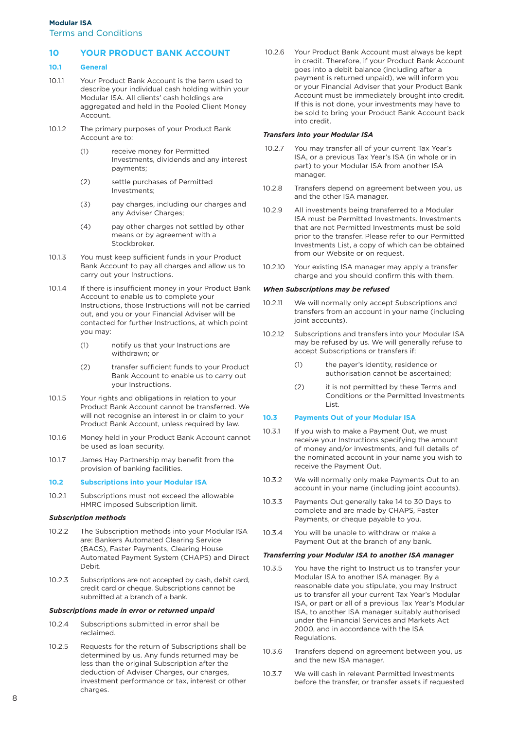## 10 YOUR PRODUCT BANK ACCOUNT

### 10.1 General

10.1.1 Your Product Bank Account is the term used to describe your individual cash holding within your Modular ISA. All clients' cash holdings are aggregated and held in the Pooled Client Money Account.

10.1.2 The primary purposes of your Product Bank Account are to:

(1) receive money for Permitted Investments, dividends and any interest payments;

(2) settle purchases of Permitted Investments;

(3) pay charges, including our charges and any Adviser Charges;

(4) pay other charges not settled by other means or by agreement with a Stockbroker.

10.1.3 You must keep sufficient funds in your Product Bank Account to pay all charges and allow us to carry out your Instructions.

10.1.4 If there is insufficient money in your Product Bank Account to enable us to complete your Instructions, those Instructions will not be carried out, and you or your Financial Adviser will be contacted for further Instructions, at which point you may:

(1) notify us that your Instructions are withdrawn; or

(2) transfer sufficient funds to your Product Bank Account to enable us to carry out your Instructions.

10.1.5 Your rights and obligations in relation to your Product Bank Account cannot be transferred. We will not recognise an interest in or claim to your Product Bank Account, unless required by law.

10.1.6 Money held in your Product Bank Account cannot be used as loan security.

10.1.7 James Hay Partnership may benefit from the provision of banking facilities.

### 10.2 Subscriptions into your Modular ISA

10.2.1 Subscriptions must not exceed the allowable HMRC imposed Subscription limit.

***Subscription methods***

10.2.2 The Subscription methods into your Modular ISA are: Bankers Automated Clearing Service (BACS), Faster Payments, Clearing House Automated Payment System (CHAPS) and Direct Debit.

10.2.3 Subscriptions are not accepted by cash, debit card, credit card or cheque. Subscriptions cannot be submitted at a branch of a bank.

***Subscriptions made in error or returned unpaid***

10.2.4 Subscriptions submitted in error shall be reclaimed.

10.2.5 Requests for the return of Subscriptions shall be determined by us. Any funds returned may be less than the original Subscription after the deduction of Adviser Charges, our charges, investment performance or tax, interest or other charges.

10.2.6 Your Product Bank Account must always be kept in credit. Therefore, if your Product Bank Account goes into a debit balance (including after a payment is returned unpaid), we will inform you or your Financial Adviser that your Product Bank Account must be immediately brought into credit. If this is not done, your investments may have to be sold to bring your Product Bank Account back into credit.

***Transfers into your Modular ISA***

10.2.7 You may transfer all of your current Tax Year's ISA, or a previous Tax Year's ISA (in whole or in part) to your Modular ISA from another ISA manager.

10.2.8 Transfers depend on agreement between you, us and the other ISA manager.

10.2.9 All investments being transferred to a Modular ISA must be Permitted Investments. Investments that are not Permitted Investments must be sold prior to the transfer. Please refer to our Permitted Investments List, a copy of which can be obtained from our Website or on request.

10.2.10 Your existing ISA manager may apply a transfer charge and you should confirm this with them.

***When Subscriptions may be refused***

10.2.11 We will normally only accept Subscriptions and transfers from an account in your name (including joint accounts).

10.2.12 Subscriptions and transfers into your Modular ISA may be refused by us. We will generally refuse to accept Subscriptions or transfers if:

(1) the payer's identity, residence or authorisation cannot be ascertained;

(2) it is not permitted by these Terms and Conditions or the Permitted Investments List.

### 10.3 Payments Out of your Modular ISA

10.3.1 If you wish to make a Payment Out, we must receive your Instructions specifying the amount of money and/or investments, and full details of the nominated account in your name you wish to receive the Payment Out.

10.3.2 We will normally only make Payments Out to an account in your name (including joint accounts).

10.3.3 Payments Out generally take 14 to 30 Days to complete and are made by CHAPS, Faster Payments, or cheque payable to you.

10.3.4 You will be unable to withdraw or make a Payment Out at the branch of any bank.

***Transferring your Modular ISA to another ISA manager***

10.3.5 You have the right to Instruct us to transfer your Modular ISA to another ISA manager. By a reasonable date you stipulate, you may Instruct us to transfer all your current Tax Year's Modular ISA, or part or all of a previous Tax Year's Modular ISA, to another ISA manager suitably authorised under the Financial Services and Markets Act 2000, and in accordance with the ISA Regulations.

10.3.6 Transfers depend on agreement between you, us and the new ISA manager.

10.3.7 We will cash in relevant Permitted Investments before the transfer, or transfer assets if requested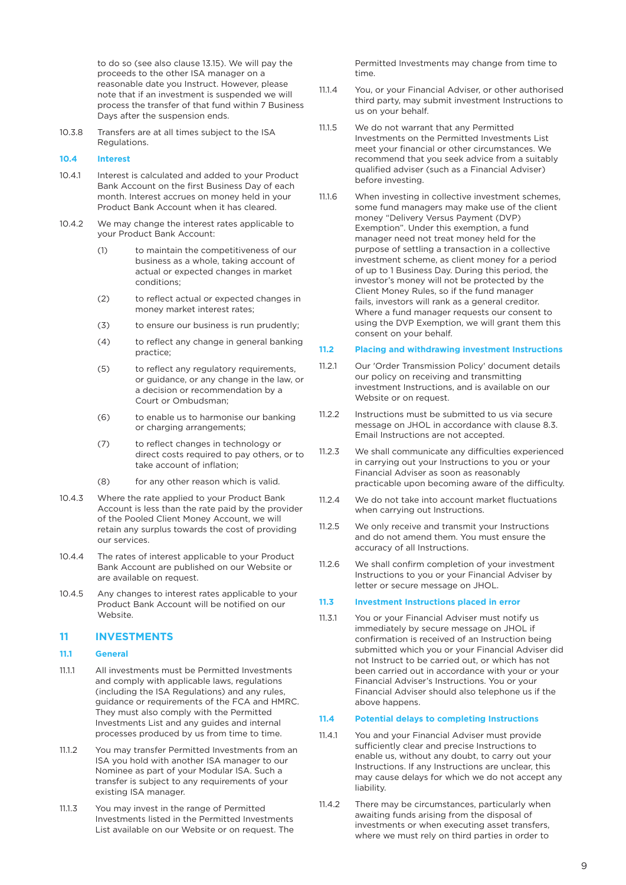to do so (see also clause 13.15). We will pay the proceeds to the other ISA manager on a reasonable date you Instruct. However, please note that if an investment is suspended we will process the transfer of that fund within 7 Business Days after the suspension ends.

10.3.8 Transfers are at all times subject to the ISA Regulations.

### 10.4 Interest

10.4.1 Interest is calculated and added to your Product Bank Account on the first Business Day of each month. Interest accrues on money held in your Product Bank Account when it has cleared.

10.4.2 We may change the interest rates applicable to your Product Bank Account:

(1) to maintain the competitiveness of our business as a whole, taking account of actual or expected changes in market conditions;

(2) to reflect actual or expected changes in money market interest rates;

(3) to ensure our business is run prudently;

(4) to reflect any change in general banking practice;

(5) to reflect any regulatory requirements, or guidance, or any change in the law, or a decision or recommendation by a Court or Ombudsman;

(6) to enable us to harmonise our banking or charging arrangements;

(7) to reflect changes in technology or direct costs required to pay others, or to take account of inflation;

(8) for any other reason which is valid.

10.4.3 Where the rate applied to your Product Bank Account is less than the rate paid by the provider of the Pooled Client Money Account, we will retain any surplus towards the cost of providing our services.

10.4.4 The rates of interest applicable to your Product Bank Account are published on our Website or are available on request.

10.4.5 Any changes to interest rates applicable to your Product Bank Account will be notified on our Website.

## 11 INVESTMENTS

### 11.1 General

11.1.1 All investments must be Permitted Investments and comply with applicable laws, regulations (including the ISA Regulations) and any rules, guidance or requirements of the FCA and HMRC. They must also comply with the Permitted Investments List and any guides and internal processes produced by us from time to time.

11.1.2 You may transfer Permitted Investments from an ISA you hold with another ISA manager to our Nominee as part of your Modular ISA. Such a transfer is subject to any requirements of your existing ISA manager.

11.1.3 You may invest in the range of Permitted Investments listed in the Permitted Investments List available on our Website or on request. The Permitted Investments may change from time to time.

11.1.4 You, or your Financial Adviser, or other authorised third party, may submit investment Instructions to us on your behalf.

11.1.5 We do not warrant that any Permitted Investments on the Permitted Investments List meet your financial or other circumstances. We recommend that you seek advice from a suitably qualified adviser (such as a Financial Adviser) before investing.

11.1.6 When investing in collective investment schemes, some fund managers may make use of the client money "Delivery Versus Payment (DVP) Exemption". Under this exemption, a fund manager need not treat money held for the purpose of settling a transaction in a collective investment scheme, as client money for a period of up to 1 Business Day. During this period, the investor's money will not be protected by the Client Money Rules, so if the fund manager fails, investors will rank as a general creditor. Where a fund manager requests our consent to using the DVP Exemption, we will grant them this consent on your behalf.

### 11.2 Placing and withdrawing investment Instructions

11.2.1 Our 'Order Transmission Policy' document details our policy on receiving and transmitting investment Instructions, and is available on our Website or on request.

11.2.2 Instructions must be submitted to us via secure message on JHOL in accordance with clause 8.3. Email Instructions are not accepted.

11.2.3 We shall communicate any difficulties experienced in carrying out your Instructions to you or your Financial Adviser as soon as reasonably practicable upon becoming aware of the difficulty.

11.2.4 We do not take into account market fluctuations when carrying out Instructions.

11.2.5 We only receive and transmit your Instructions and do not amend them. You must ensure the accuracy of all Instructions.

11.2.6 We shall confirm completion of your investment Instructions to you or your Financial Adviser by letter or secure message on JHOL.

### 11.3 Investment Instructions placed in error

11.3.1 You or your Financial Adviser must notify us immediately by secure message on JHOL if confirmation is received of an Instruction being submitted which you or your Financial Adviser did not Instruct to be carried out, or which has not been carried out in accordance with your or your Financial Adviser's Instructions. You or your Financial Adviser should also telephone us if the above happens.

### 11.4 Potential delays to completing Instructions

11.4.1 You and your Financial Adviser must provide sufficiently clear and precise Instructions to enable us, without any doubt, to carry out your Instructions. If any Instructions are unclear, this may cause delays for which we do not accept any liability.

11.4.2 There may be circumstances, particularly when awaiting funds arising from the disposal of investments or when executing asset transfers, where we must rely on third parties in order to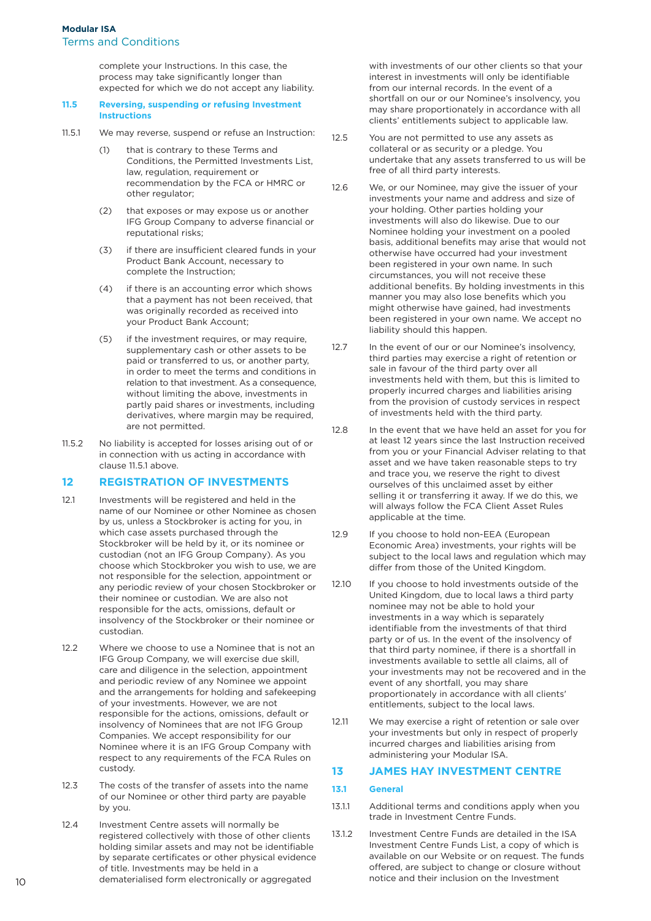complete your Instructions. In this case, the process may take significantly longer than expected for which we do not accept any liability.

### 11.5 Reversing, suspending or refusing Investment Instructions

11.5.1 We may reverse, suspend or refuse an Instruction:

(1) that is contrary to these Terms and Conditions, the Permitted Investments List, law, regulation, requirement or recommendation by the FCA or HMRC or other regulator;

(2) that exposes or may expose us or another IFG Group Company to adverse financial or reputational risks;

(3) if there are insufficient cleared funds in your Product Bank Account, necessary to complete the Instruction;

(4) if there is an accounting error which shows that a payment has not been received, that was originally recorded as received into your Product Bank Account;

(5) if the investment requires, or may require, supplementary cash or other assets to be paid or transferred to us, or another party, in order to meet the terms and conditions in relation to that investment. As a consequence, without limiting the above, investments in partly paid shares or investments, including derivatives, where margin may be required, are not permitted.

11.5.2 No liability is accepted for losses arising out of or in connection with us acting in accordance with clause 11.5.1 above.

## 12 REGISTRATION OF INVESTMENTS

12.1 Investments will be registered and held in the name of our Nominee or other Nominee as chosen by us, unless a Stockbroker is acting for you, in which case assets purchased through the Stockbroker will be held by it, or its nominee or custodian (not an IFG Group Company). As you choose which Stockbroker you wish to use, we are not responsible for the selection, appointment or any periodic review of your chosen Stockbroker or their nominee or custodian. We are also not responsible for the acts, omissions, default or insolvency of the Stockbroker or their nominee or custodian.

12.2 Where we choose to use a Nominee that is not an IFG Group Company, we will exercise due skill, care and diligence in the selection, appointment and periodic review of any Nominee we appoint and the arrangements for holding and safekeeping of your investments. However, we are not responsible for the actions, omissions, default or insolvency of Nominees that are not IFG Group Companies. We accept responsibility for our Nominee where it is an IFG Group Company with respect to any requirements of the FCA Rules on custody.

12.3 The costs of the transfer of assets into the name of our Nominee or other third party are payable by you.

12.4 Investment Centre assets will normally be registered collectively with those of other clients holding similar assets and may not be identifiable by separate certificates or other physical evidence of title. Investments may be held in a dematerialised form electronically or aggregated with investments of our other clients so that your interest in investments will only be identifiable from our internal records. In the event of a shortfall on our or our Nominee's insolvency, you may share proportionately in accordance with all clients' entitlements subject to applicable law.

12.5 You are not permitted to use any assets as collateral or as security or a pledge. You undertake that any assets transferred to us will be free of all third party interests.

12.6 We, or our Nominee, may give the issuer of your investments your name and address and size of your holding. Other parties holding your investments will also do likewise. Due to our Nominee holding your investment on a pooled basis, additional benefits may arise that would not otherwise have occurred had your investment been registered in your own name. In such circumstances, you will not receive these additional benefits. By holding investments in this manner you may also lose benefits which you might otherwise have gained, had investments been registered in your own name. We accept no liability should this happen.

12.7 In the event of our or our Nominee's insolvency, third parties may exercise a right of retention or sale in favour of the third party over all investments held with them, but this is limited to properly incurred charges and liabilities arising from the provision of custody services in respect of investments held with the third party.

12.8 In the event that we have held an asset for you for at least 12 years since the last Instruction received from you or your Financial Adviser relating to that asset and we have taken reasonable steps to try and trace you, we reserve the right to divest ourselves of this unclaimed asset by either selling it or transferring it away. If we do this, we will always follow the FCA Client Asset Rules applicable at the time.

12.9 If you choose to hold non-EEA (European Economic Area) investments, your rights will be subject to the local laws and regulation which may differ from those of the United Kingdom.

12.10 If you choose to hold investments outside of the United Kingdom, due to local laws a third party nominee may not be able to hold your investments in a way which is separately identifiable from the investments of that third party or of us. In the event of the insolvency of that third party nominee, if there is a shortfall in investments available to settle all claims, all of your investments may not be recovered and in the event of any shortfall, you may share proportionately in accordance with all clients' entitlements, subject to the local laws.

12.11 We may exercise a right of retention or sale over your investments but only in respect of properly incurred charges and liabilities arising from administering your Modular ISA.

## 13 JAMES HAY INVESTMENT CENTRE

### 13.1 General

13.1.1 Additional terms and conditions apply when you trade in Investment Centre Funds.

13.1.2 Investment Centre Funds are detailed in the ISA Investment Centre Funds List, a copy of which is available on our Website or on request. The funds offered, are subject to change or closure without notice and their inclusion on the Investment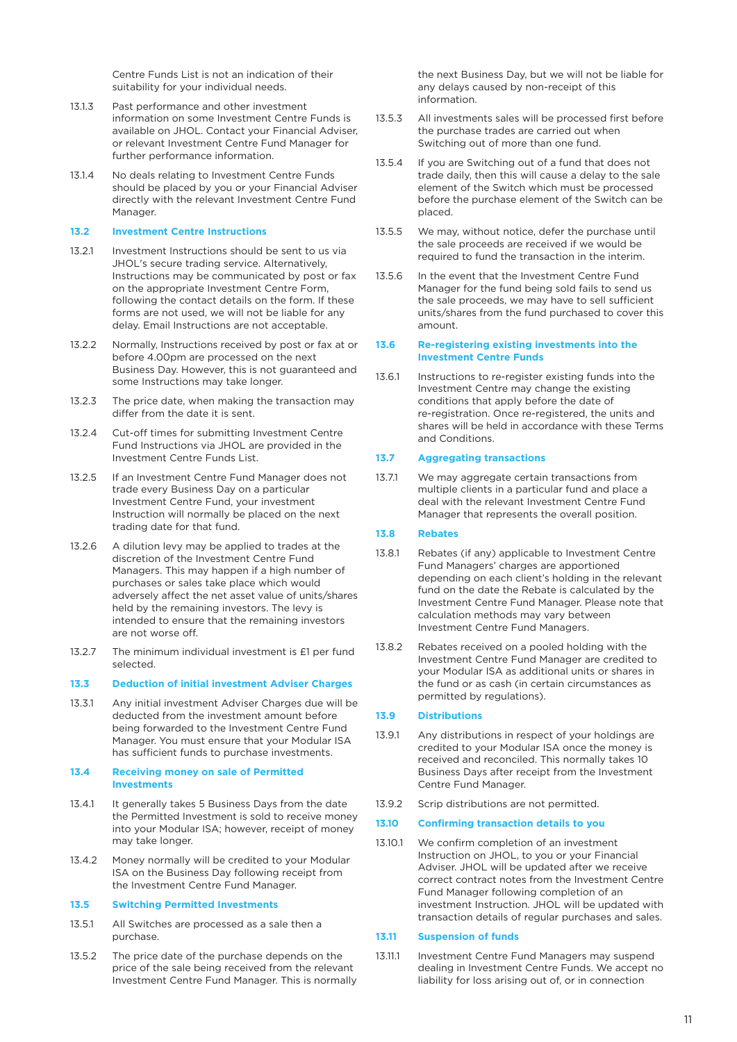Centre Funds List is not an indication of their suitability for your individual needs.

13.1.3 Past performance and other investment information on some Investment Centre Funds is available on JHOL. Contact your Financial Adviser, or relevant Investment Centre Fund Manager for further performance information.

13.1.4 No deals relating to Investment Centre Funds should be placed by you or your Financial Adviser directly with the relevant Investment Centre Fund Manager.

### 13.2 Investment Centre Instructions

13.2.1 Investment Instructions should be sent to us via JHOL's secure trading service. Alternatively, Instructions may be communicated by post or fax on the appropriate Investment Centre Form, following the contact details on the form. If these forms are not used, we will not be liable for any delay. Email Instructions are not acceptable.

13.2.2 Normally, Instructions received by post or fax at or before 4.00pm are processed on the next Business Day. However, this is not guaranteed and some Instructions may take longer.

13.2.3 The price date, when making the transaction may differ from the date it is sent.

13.2.4 Cut-off times for submitting Investment Centre Fund Instructions via JHOL are provided in the Investment Centre Funds List.

13.2.5 If an Investment Centre Fund Manager does not trade every Business Day on a particular Investment Centre Fund, your investment Instruction will normally be placed on the next trading date for that fund.

13.2.6 A dilution levy may be applied to trades at the discretion of the Investment Centre Fund Managers. This may happen if a high number of purchases or sales take place which would adversely affect the net asset value of units/shares held by the remaining investors. The levy is intended to ensure that the remaining investors are not worse off.

13.2.7 The minimum individual investment is £1 per fund selected.

### 13.3 Deduction of initial investment Adviser Charges

13.3.1 Any initial investment Adviser Charges due will be deducted from the investment amount before being forwarded to the Investment Centre Fund Manager. You must ensure that your Modular ISA has sufficient funds to purchase investments.

### 13.4 Receiving money on sale of Permitted Investments

13.4.1 It generally takes 5 Business Days from the date the Permitted Investment is sold to receive money into your Modular ISA; however, receipt of money may take longer.

13.4.2 Money normally will be credited to your Modular ISA on the Business Day following receipt from the Investment Centre Fund Manager.

### 13.5 Switching Permitted Investments

13.5.1 All Switches are processed as a sale then a purchase.

13.5.2 The price date of the purchase depends on the price of the sale being received from the relevant Investment Centre Fund Manager. This is normally the next Business Day, but we will not be liable for any delays caused by non-receipt of this information.

13.5.3 All investments sales will be processed first before the purchase trades are carried out when Switching out of more than one fund.

13.5.4 If you are Switching out of a fund that does not trade daily, then this will cause a delay to the sale element of the Switch which must be processed before the purchase element of the Switch can be placed.

13.5.5 We may, without notice, defer the purchase until the sale proceeds are received if we would be required to fund the transaction in the interim.

13.5.6 In the event that the Investment Centre Fund Manager for the fund being sold fails to send us the sale proceeds, we may have to sell sufficient units/shares from the fund purchased to cover this amount.

### 13.6 Re-registering existing investments into the Investment Centre Funds

13.6.1 Instructions to re-register existing funds into the Investment Centre may change the existing conditions that apply before the date of re-registration. Once re-registered, the units and shares will be held in accordance with these Terms and Conditions.

### 13.7 Aggregating transactions

13.7.1 We may aggregate certain transactions from multiple clients in a particular fund and place a deal with the relevant Investment Centre Fund Manager that represents the overall position.

### 13.8 Rebates

13.8.1 Rebates (if any) applicable to Investment Centre Fund Managers' charges are apportioned depending on each client's holding in the relevant fund on the date the Rebate is calculated by the Investment Centre Fund Manager. Please note that calculation methods may vary between Investment Centre Fund Managers.

13.8.2 Rebates received on a pooled holding with the Investment Centre Fund Manager are credited to your Modular ISA as additional units or shares in the fund or as cash (in certain circumstances as permitted by regulations).

### 13.9 Distributions

13.9.1 Any distributions in respect of your holdings are credited to your Modular ISA once the money is received and reconciled. This normally takes 10 Business Days after receipt from the Investment Centre Fund Manager.

13.9.2 Scrip distributions are not permitted.

### 13.10 Confirming transaction details to you

13.10.1 We confirm completion of an investment Instruction on JHOL, to you or your Financial Adviser. JHOL will be updated after we receive correct contract notes from the Investment Centre Fund Manager following completion of an investment Instruction. JHOL will be updated with transaction details of regular purchases and sales.

### 13.11 Suspension of funds

13.11.1 Investment Centre Fund Managers may suspend dealing in Investment Centre Funds. We accept no liability for loss arising out of, or in connection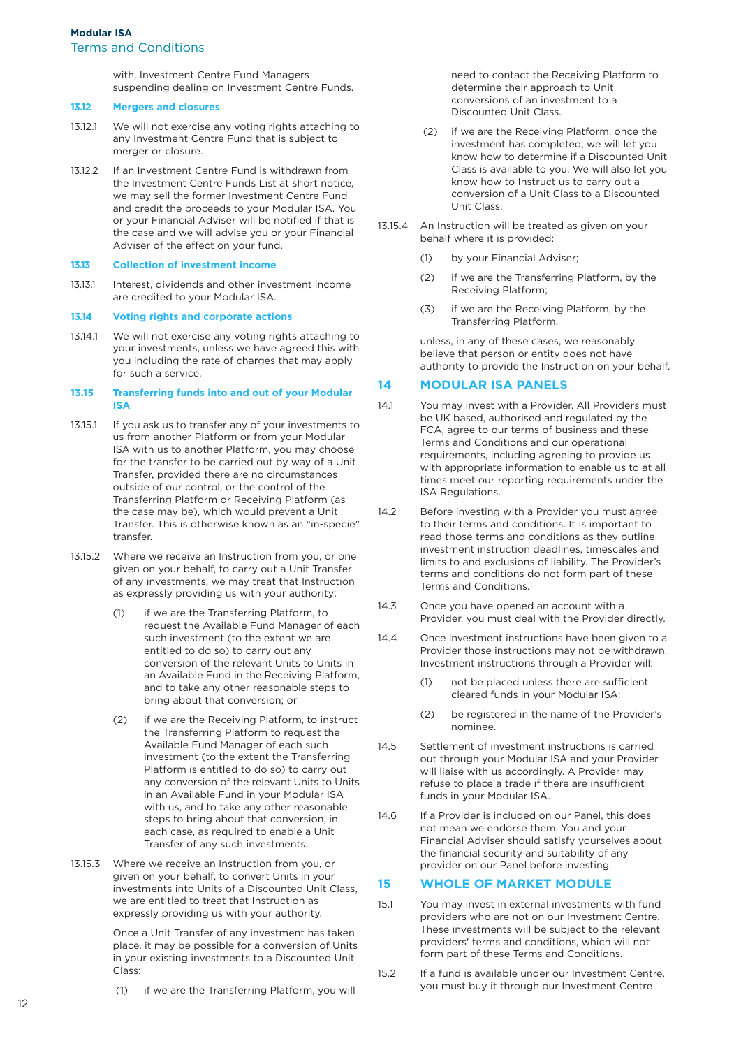with, Investment Centre Fund Managers suspending dealing on Investment Centre Funds.

### 13.12 Mergers and closures

13.12.1 We will not exercise any voting rights attaching to any Investment Centre Fund that is subject to merger or closure.

13.12.2 If an Investment Centre Fund is withdrawn from the Investment Centre Funds List at short notice, we may sell the former Investment Centre Fund and credit the proceeds to your Modular ISA. You or your Financial Adviser will be notified if this is the case and we will advise you or your Financial Adviser of the effect on your fund.

### 13.13 Collection of investment income

13.13.1 Interest, dividends and other investment income are credited to your Modular ISA.

### 13.14 Voting rights and corporate actions

13.14.1 We will not exercise any voting rights attaching to your investments, unless we have agreed this with you including the rate of charges that may apply for such a service.

### 13.15 Transferring funds into and out of your Modular ISA

13.15.1 If you ask us to transfer any of your investments to us from another Platform or from your Modular ISA with us to another Platform, you may choose for the transfer to be carried out by way of a Unit Transfer, provided there are no circumstances outside of our control, or the control of the Transferring Platform or Receiving Platform (as the case may be), which would prevent a Unit Transfer. This is otherwise known as an "in-specie" transfer.

13.15.2 Where we receive an Instruction from you, or one given on your behalf, to carry out a Unit Transfer of any investments, we may treat that Instruction as expressly providing us with your authority:

(1) if we are the Transferring Platform, to request the Available Fund Manager of each such investment (to the extent we are entitled to do so) to carry out any conversion of the relevant Units to Units in an Available Fund in the Receiving Platform, and to take any other reasonable steps to bring about that conversion; or

(2) if we are the Receiving Platform, to instruct the Transferring Platform to request the Available Fund Manager of each such investment (to the extent the Transferring Platform is entitled to do so) to carry out any conversion of the relevant Units to Units in an Available Fund in your Modular ISA with us, and to take any other reasonable steps to bring about that conversion, in each case, as required to enable a Unit Transfer of any such investments.

13.15.3 Where we receive an Instruction from you, or given on your behalf, to convert Units in your investments into Units of a Discounted Unit Class, we are entitled to treat that Instruction as expressly providing us with your authority.

Once a Unit Transfer of any investment has taken place, it may be possible for a conversion of Units in your existing investments to a Discounted Unit Class:

(1) if we are the Transferring Platform, you will need to contact the Receiving Platform to determine their approach to Unit conversions of an investment to a Discounted Unit Class.

(2) if we are the Receiving Platform, once the investment has completed, we will let you know how to determine if a Discounted Unit Class is available to you. We will also let you know how to Instruct us to carry out a conversion of a Unit Class to a Discounted Unit Class.

13.15.4 An Instruction will be treated as given on your behalf where it is provided:

(1) by your Financial Adviser;

(2) if we are the Transferring Platform, by the Receiving Platform;

(3) if we are the Receiving Platform, by the Transferring Platform,

unless, in any of these cases, we reasonably believe that person or entity does not have authority to provide the Instruction on your behalf.

## 14 MODULAR ISA PANELS

14.1 You may invest with a Provider. All Providers must be UK based, authorised and regulated by the FCA, agree to our terms of business and these Terms and Conditions and our operational requirements, including agreeing to provide us with appropriate information to enable us to at all times meet our reporting requirements under the ISA Regulations.

14.2 Before investing with a Provider you must agree to their terms and conditions. It is important to read those terms and conditions as they outline investment instruction deadlines, timescales and limits to and exclusions of liability. The Provider's terms and conditions do not form part of these Terms and Conditions.

14.3 Once you have opened an account with a Provider, you must deal with the Provider directly.

14.4 Once investment instructions have been given to a Provider those instructions may not be withdrawn. Investment instructions through a Provider will:

(1) not be placed unless there are sufficient cleared funds in your Modular ISA;

(2) be registered in the name of the Provider's nominee.

14.5 Settlement of investment instructions is carried out through your Modular ISA and your Provider will liaise with us accordingly. A Provider may refuse to place a trade if there are insufficient funds in your Modular ISA.

14.6 If a Provider is included on our Panel, this does not mean we endorse them. You and your Financial Adviser should satisfy yourselves about the financial security and suitability of any provider on our Panel before investing.

## 15 WHOLE OF MARKET MODULE

15.1 You may invest in external investments with fund providers who are not on our Investment Centre. These investments will be subject to the relevant providers' terms and conditions, which will not form part of these Terms and Conditions.

15.2 If a fund is available under our Investment Centre, you must buy it through our Investment Centre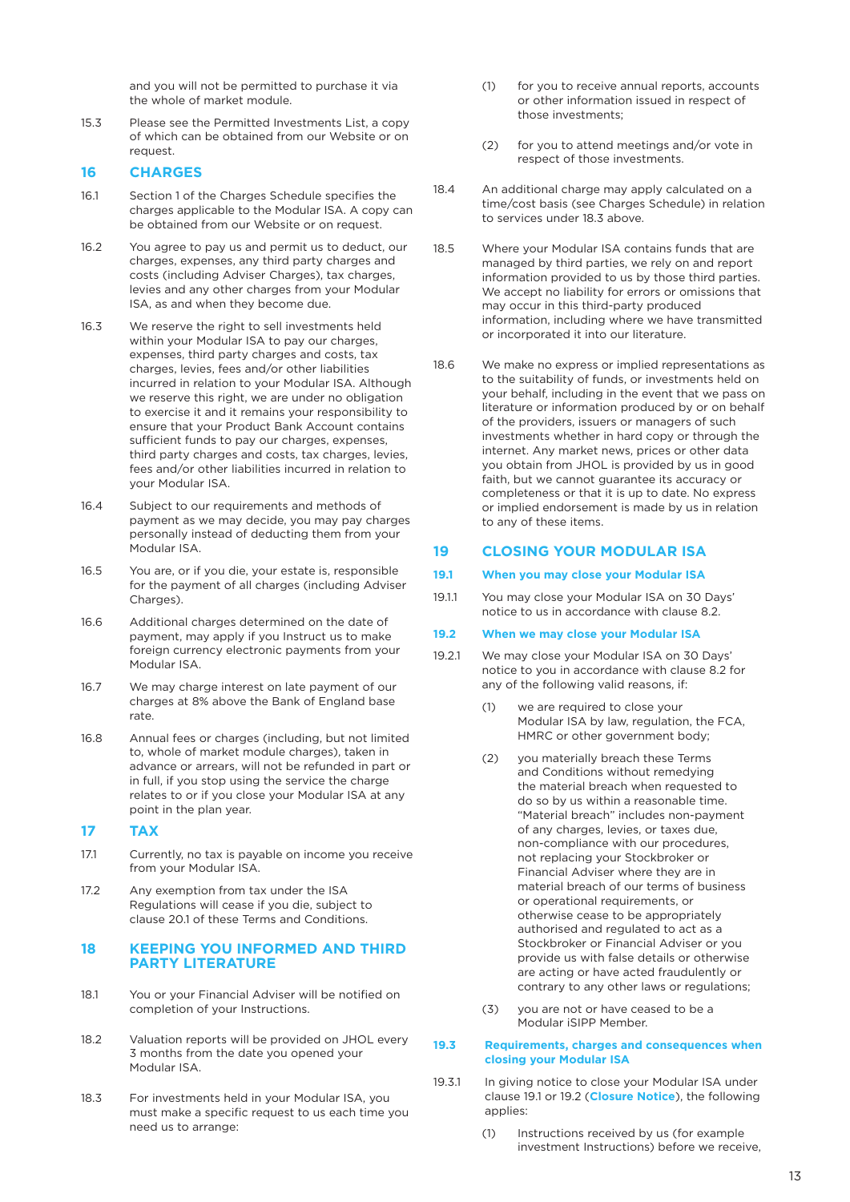and you will not be permitted to purchase it via the whole of market module.

15.3 Please see the Permitted Investments List, a copy of which can be obtained from our Website or on request.

## 16 CHARGES

16.1 Section 1 of the Charges Schedule specifies the charges applicable to the Modular ISA. A copy can be obtained from our Website or on request.

16.2 You agree to pay us and permit us to deduct, our charges, expenses, any third party charges and costs (including Adviser Charges), tax charges, levies and any other charges from your Modular ISA, as and when they become due.

16.3 We reserve the right to sell investments held within your Modular ISA to pay our charges, expenses, third party charges and costs, tax charges, levies, fees and/or other liabilities incurred in relation to your Modular ISA. Although we reserve this right, we are under no obligation to exercise it and it remains your responsibility to ensure that your Product Bank Account contains sufficient funds to pay our charges, expenses, third party charges and costs, tax charges, levies, fees and/or other liabilities incurred in relation to your Modular ISA.

16.4 Subject to our requirements and methods of payment as we may decide, you may pay charges personally instead of deducting them from your Modular ISA.

16.5 You are, or if you die, your estate is, responsible for the payment of all charges (including Adviser Charges).

16.6 Additional charges determined on the date of payment, may apply if you Instruct us to make foreign currency electronic payments from your Modular ISA.

16.7 We may charge interest on late payment of our charges at 8% above the Bank of England base rate.

16.8 Annual fees or charges (including, but not limited to, whole of market module charges), taken in advance or arrears, will not be refunded in part or in full, if you stop using the service the charge relates to or if you close your Modular ISA at any point in the plan year.

## 17 TAX

17.1 Currently, no tax is payable on income you receive from your Modular ISA.

17.2 Any exemption from tax under the ISA Regulations will cease if you die, subject to clause 20.1 of these Terms and Conditions.

## 18 KEEPING YOU INFORMED AND THIRD PARTY LITERATURE

18.1 You or your Financial Adviser will be notified on completion of your Instructions.

18.2 Valuation reports will be provided on JHOL every 3 months from the date you opened your Modular ISA.

18.3 For investments held in your Modular ISA, you must make a specific request to us each time you need us to arrange:

(1) for you to receive annual reports, accounts or other information issued in respect of those investments;

(2) for you to attend meetings and/or vote in respect of those investments.

18.4 An additional charge may apply calculated on a time/cost basis (see Charges Schedule) in relation to services under 18.3 above.

18.5 Where your Modular ISA contains funds that are managed by third parties, we rely on and report information provided to us by those third parties. We accept no liability for errors or omissions that may occur in this third-party produced information, including where we have transmitted or incorporated it into our literature.

18.6 We make no express or implied representations as to the suitability of funds, or investments held on your behalf, including in the event that we pass on literature or information produced by or on behalf of the providers, issuers or managers of such investments whether in hard copy or through the internet. Any market news, prices or other data you obtain from JHOL is provided by us in good faith, but we cannot guarantee its accuracy or completeness or that it is up to date. No express or implied endorsement is made by us in relation to any of these items.

## 19 CLOSING YOUR MODULAR ISA

### 19.1 When you may close your Modular ISA

19.1.1 You may close your Modular ISA on 30 Days' notice to us in accordance with clause 8.2.

### 19.2 When we may close your Modular ISA

19.2.1 We may close your Modular ISA on 30 Days' notice to you in accordance with clause 8.2 for any of the following valid reasons, if:

(1) we are required to close your Modular ISA by law, regulation, the FCA, HMRC or other government body;

(2) you materially breach these Terms and Conditions without remedying the material breach when requested to do so by us within a reasonable time. "Material breach" includes non-payment of any charges, levies, or taxes due, non-compliance with our procedures, not replacing your Stockbroker or Financial Adviser where they are in material breach of our terms of business or operational requirements, or otherwise cease to be appropriately authorised and regulated to act as a Stockbroker or Financial Adviser or you provide us with false details or otherwise are acting or have acted fraudulently or contrary to any other laws or regulations;

(3) you are not or have ceased to be a Modular iSIPP Member.

### 19.3 Requirements, charges and consequences when closing your Modular ISA

19.3.1 In giving notice to close your Modular ISA under clause 19.1 or 19.2 (**Closure Notice**), the following applies:

(1) Instructions received by us (for example investment Instructions) before we receive,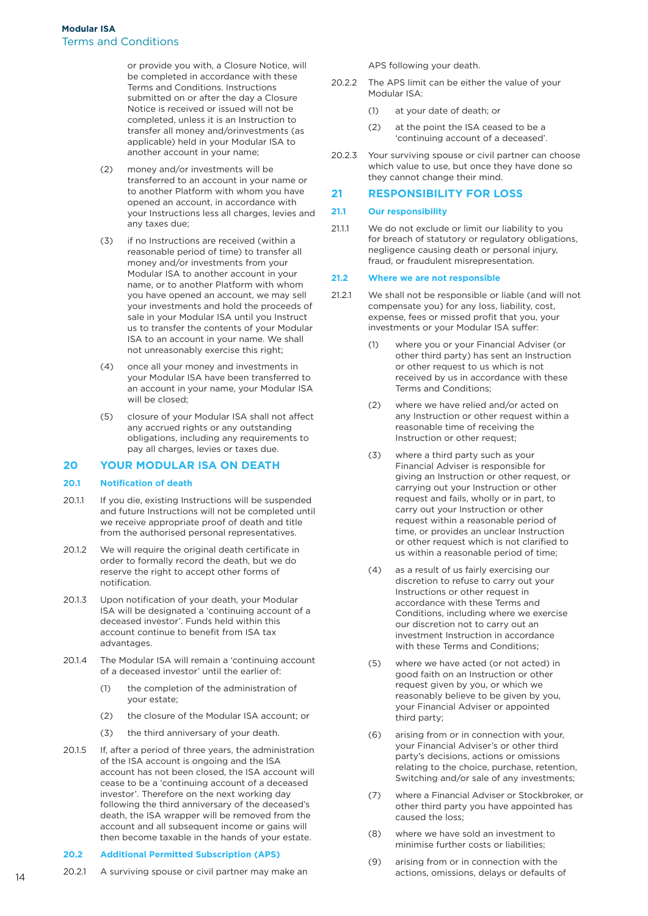or provide you with, a Closure Notice, will be completed in accordance with these Terms and Conditions. Instructions submitted on or after the day a Closure Notice is received or issued will not be completed, unless it is an Instruction to transfer all money and/orinvestments (as applicable) held in your Modular ISA to another account in your name;

(2) money and/or investments will be transferred to an account in your name or to another Platform with whom you have opened an account, in accordance with your Instructions less all charges, levies and any taxes due;

(3) if no Instructions are received (within a reasonable period of time) to transfer all money and/or investments from your Modular ISA to another account in your name, or to another Platform with whom you have opened an account, we may sell your investments and hold the proceeds of sale in your Modular ISA until you Instruct us to transfer the contents of your Modular ISA to an account in your name. We shall not unreasonably exercise this right;

(4) once all your money and investments in your Modular ISA have been transferred to an account in your name, your Modular ISA will be closed;

(5) closure of your Modular ISA shall not affect any accrued rights or any outstanding obligations, including any requirements to pay all charges, levies or taxes due.

## 20 YOUR MODULAR ISA ON DEATH

### 20.1 Notification of death

20.1.1 If you die, existing Instructions will be suspended and future Instructions will not be completed until we receive appropriate proof of death and title from the authorised personal representatives.

20.1.2 We will require the original death certificate in order to formally record the death, but we do reserve the right to accept other forms of notification.

20.1.3 Upon notification of your death, your Modular ISA will be designated a 'continuing account of a deceased investor'. Funds held within this account continue to benefit from ISA tax advantages.

20.1.4 The Modular ISA will remain a 'continuing account of a deceased investor' until the earlier of:

(1) the completion of the administration of your estate;

(2) the closure of the Modular ISA account; or

(3) the third anniversary of your death.

20.1.5 If, after a period of three years, the administration of the ISA account is ongoing and the ISA account has not been closed, the ISA account will cease to be a 'continuing account of a deceased investor'. Therefore on the next working day following the third anniversary of the deceased's death, the ISA wrapper will be removed from the account and all subsequent income or gains will then become taxable in the hands of your estate.

### 20.2 Additional Permitted Subscription (APS)

20.2.1 A surviving spouse or civil partner may make an APS following your death.

20.2.2 The APS limit can be either the value of your Modular ISA:

(1) at your date of death; or

(2) at the point the ISA ceased to be a 'continuing account of a deceased'.

20.2.3 Your surviving spouse or civil partner can choose which value to use, but once they have done so they cannot change their mind.

## 21 RESPONSIBILITY FOR LOSS

### 21.1 Our responsibility

21.1.1 We do not exclude or limit our liability to you for breach of statutory or regulatory obligations, negligence causing death or personal injury, fraud, or fraudulent misrepresentation.

### 21.2 Where we are not responsible

21.2.1 We shall not be responsible or liable (and will not compensate you) for any loss, liability, cost, expense, fees or missed profit that you, your investments or your Modular ISA suffer:

(1) where you or your Financial Adviser (or other third party) has sent an Instruction or other request to us which is not received by us in accordance with these Terms and Conditions;

(2) where we have relied and/or acted on any Instruction or other request within a reasonable time of receiving the Instruction or other request;

(3) where a third party such as your Financial Adviser is responsible for giving an Instruction or other request, or carrying out your Instruction or other request and fails, wholly or in part, to carry out your Instruction or other request within a reasonable period of time, or provides an unclear Instruction or other request which is not clarified to us within a reasonable period of time;

(4) as a result of us fairly exercising our discretion to refuse to carry out your Instructions or other request in accordance with these Terms and Conditions, including where we exercise our discretion not to carry out an investment Instruction in accordance with these Terms and Conditions;

(5) where we have acted (or not acted) in good faith on an Instruction or other request given by you, or which we reasonably believe to be given by you, your Financial Adviser or appointed third party;

(6) arising from or in connection with your, your Financial Adviser's or other third party's decisions, actions or omissions relating to the choice, purchase, retention, Switching and/or sale of any investments;

(7) where a Financial Adviser or Stockbroker, or other third party you have appointed has caused the loss;

(8) where we have sold an investment to minimise further costs or liabilities;

(9) arising from or in connection with the actions, omissions, delays or defaults of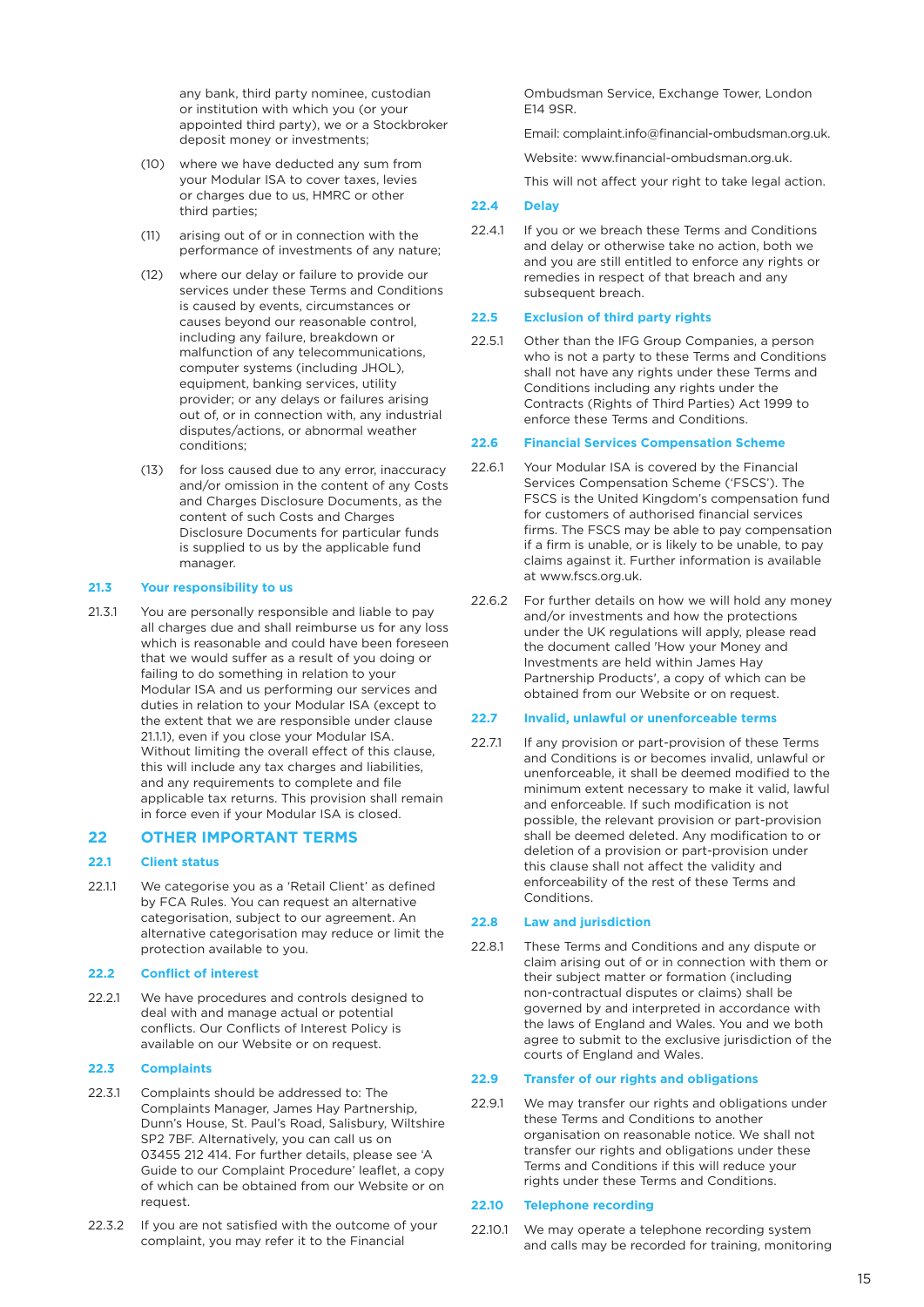any bank, third party nominee, custodian or institution with which you (or your appointed third party), we or a Stockbroker deposit money or investments;

(10) where we have deducted any sum from your Modular ISA to cover taxes, levies or charges due to us, HMRC or other third parties;

(11) arising out of or in connection with the performance of investments of any nature;

(12) where our delay or failure to provide our services under these Terms and Conditions is caused by events, circumstances or causes beyond our reasonable control, including any failure, breakdown or malfunction of any telecommunications, computer systems (including JHOL), equipment, banking services, utility provider; or any delays or failures arising out of, or in connection with, any industrial disputes/actions, or abnormal weather conditions;

(13) for loss caused due to any error, inaccuracy and/or omission in the content of any Costs and Charges Disclosure Documents, as the content of such Costs and Charges Disclosure Documents for particular funds is supplied to us by the applicable fund manager.

### 21.3 Your responsibility to us

21.3.1 You are personally responsible and liable to pay all charges due and shall reimburse us for any loss which is reasonable and could have been foreseen that we would suffer as a result of you doing or failing to do something in relation to your Modular ISA and us performing our services and duties in relation to your Modular ISA (except to the extent that we are responsible under clause 21.1.1), even if you close your Modular ISA. Without limiting the overall effect of this clause, this will include any tax charges and liabilities, and any requirements to complete and file applicable tax returns. This provision shall remain in force even if your Modular ISA is closed.

## 22 OTHER IMPORTANT TERMS

### 22.1 Client status

22.1.1 We categorise you as a 'Retail Client' as defined by FCA Rules. You can request an alternative categorisation, subject to our agreement. An alternative categorisation may reduce or limit the protection available to you.

### 22.2 Conflict of interest

22.2.1 We have procedures and controls designed to deal with and manage actual or potential conflicts. Our Conflicts of Interest Policy is available on our Website or on request.

### 22.3 Complaints

22.3.1 Complaints should be addressed to: The Complaints Manager, James Hay Partnership, Dunn's House, St. Paul's Road, Salisbury, Wiltshire SP2 7BF. Alternatively, you can call us on 03455 212 414. For further details, please see 'A Guide to our Complaint Procedure' leaflet, a copy of which can be obtained from our Website or on request.

22.3.2 If you are not satisfied with the outcome of your complaint, you may refer it to the Financial Ombudsman Service, Exchange Tower, London E14 9SR.

Email: complaint.info@financial-ombudsman.org.uk.

Website: www.financial-ombudsman.org.uk.

This will not affect your right to take legal action.

### 22.4 Delay

22.4.1 If you or we breach these Terms and Conditions and delay or otherwise take no action, both we and you are still entitled to enforce any rights or remedies in respect of that breach and any subsequent breach.

### 22.5 Exclusion of third party rights

22.5.1 Other than the IFG Group Companies, a person who is not a party to these Terms and Conditions shall not have any rights under these Terms and Conditions including any rights under the Contracts (Rights of Third Parties) Act 1999 to enforce these Terms and Conditions.

### 22.6 Financial Services Compensation Scheme

22.6.1 Your Modular ISA is covered by the Financial Services Compensation Scheme ('FSCS'). The FSCS is the United Kingdom's compensation fund for customers of authorised financial services firms. The FSCS may be able to pay compensation if a firm is unable, or is likely to be unable, to pay claims against it. Further information is available at www.fscs.org.uk.

22.6.2 For further details on how we will hold any money and/or investments and how the protections under the UK regulations will apply, please read the document called 'How your Money and Investments are held within James Hay Partnership Products', a copy of which can be obtained from our Website or on request.

### 22.7 Invalid, unlawful or unenforceable terms

22.7.1 If any provision or part-provision of these Terms and Conditions is or becomes invalid, unlawful or unenforceable, it shall be deemed modified to the minimum extent necessary to make it valid, lawful and enforceable. If such modification is not possible, the relevant provision or part-provision shall be deemed deleted. Any modification to or deletion of a provision or part-provision under this clause shall not affect the validity and enforceability of the rest of these Terms and Conditions.

### 22.8 Law and jurisdiction

22.8.1 These Terms and Conditions and any dispute or claim arising out of or in connection with them or their subject matter or formation (including non-contractual disputes or claims) shall be governed by and interpreted in accordance with the laws of England and Wales. You and we both agree to submit to the exclusive jurisdiction of the courts of England and Wales.

### 22.9 Transfer of our rights and obligations

22.9.1 We may transfer our rights and obligations under these Terms and Conditions to another organisation on reasonable notice. We shall not transfer our rights and obligations under these Terms and Conditions if this will reduce your rights under these Terms and Conditions.

### 22.10 Telephone recording

22.10.1 We may operate a telephone recording system and calls may be recorded for training, monitoring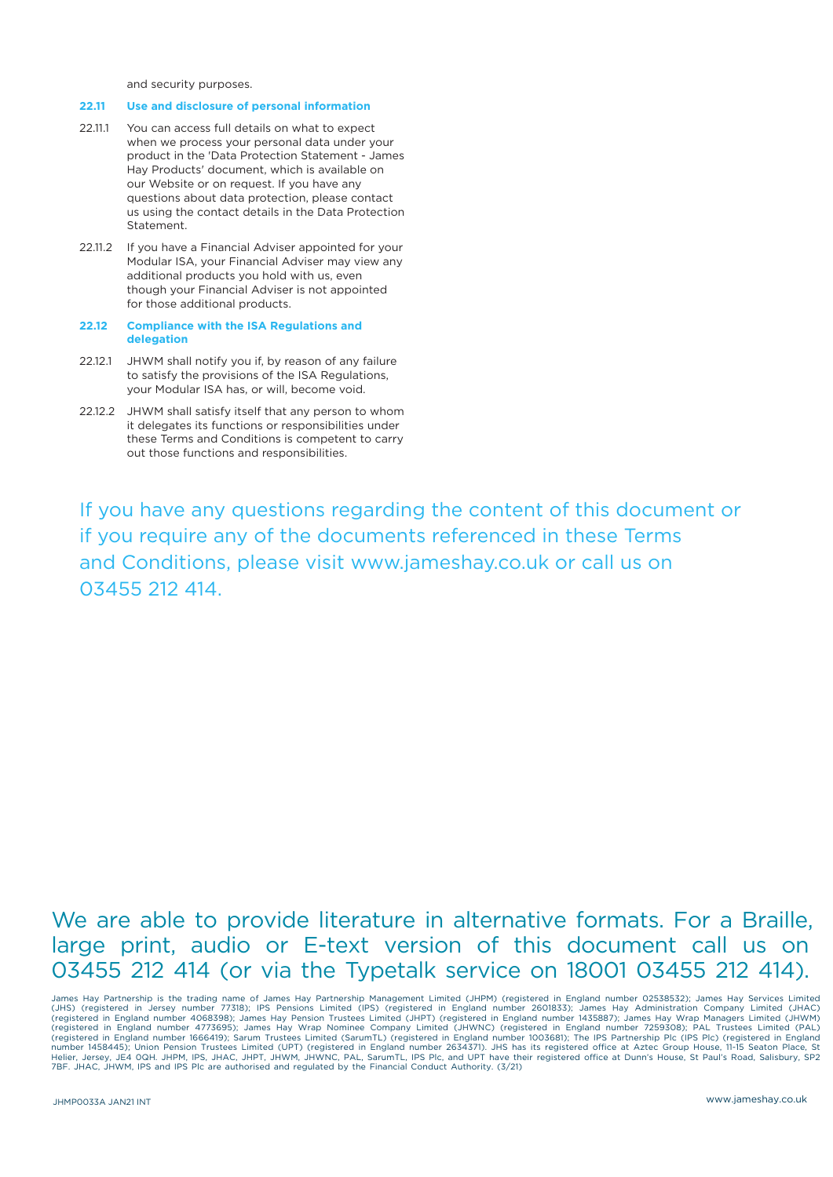and security purposes.

**22.11 Use and disclosure of personal information**

22.11.1 You can access full details on what to expect when we process your personal data under your product in the 'Data Protection Statement - James Hay Products' document, which is available on our Website or on request. If you have any questions about data protection, please contact us using the contact details in the Data Protection Statement.

22.11.2 If you have a Financial Adviser appointed for your Modular ISA, your Financial Adviser may view any additional products you hold with us, even though your Financial Adviser is not appointed for those additional products.

**22.12 Compliance with the ISA Regulations and delegation**

22.12.1 JHWM shall notify you if, by reason of any failure to satisfy the provisions of the ISA Regulations, your Modular ISA has, or will, become void.

22.12.2 JHWM shall satisfy itself that any person to whom it delegates its functions or responsibilities under these Terms and Conditions is competent to carry out those functions and responsibilities.

If you have any questions regarding the content of this document or if you require any of the documents referenced in these Terms and Conditions, please visit www.jameshay.co.uk or call us on 03455 212 414.

We are able to provide literature in alternative formats. For a Braille, large print, audio or E-text version of this document call us on 03455 212 414 (or via the Typetalk service on 18001 03455 212 414).

James Hay Partnership is the trading name of James Hay Partnership Management Limited (JHPM) (registered in England number 02538532); James Hay Services Limited (JHS) (registered in Jersey number 77318); IPS Pensions Limited (IPS) (registered in England number 2601833); James Hay Administration Company Limited (JHAC) (registered in England number 4068398); James Hay Pension Trustees Limited (JHPT) (registered in England number 1435887); James Hay Wrap Managers Limited (JHWM) (registered in England number 4773695); James Hay Wrap Nominee Company Limited (JHWNC) (registered in England number 7259308); PAL Trustees Limited (PAL) (registered in England number 1666419); Sarum Trustees Limited (SarumTL) (registered in England number 1003681); The IPS Partnership Plc (IPS Plc) (registered in England number 1458445); Union Pension Trustees Limited (UPT) (registered in England number 2634371). JHS has its registered office at Aztec Group House, 11-15 Seaton Place, St Helier, Jersey, JE4 0QH. JHPM, IPS, JHAC, JHPT, JHWM, JHWNC, PAL, SarumTL, IPS Plc, and UPT have their registered office at Dunn's House, St Paul's Road, Salisbury, SP2 7BF. JHAC, JHWM, IPS and IPS Plc are authorised and regulated by the Financial Conduct Authority. (3/21)

JHMP0033A JAN21 INT

www.jameshay.co.uk